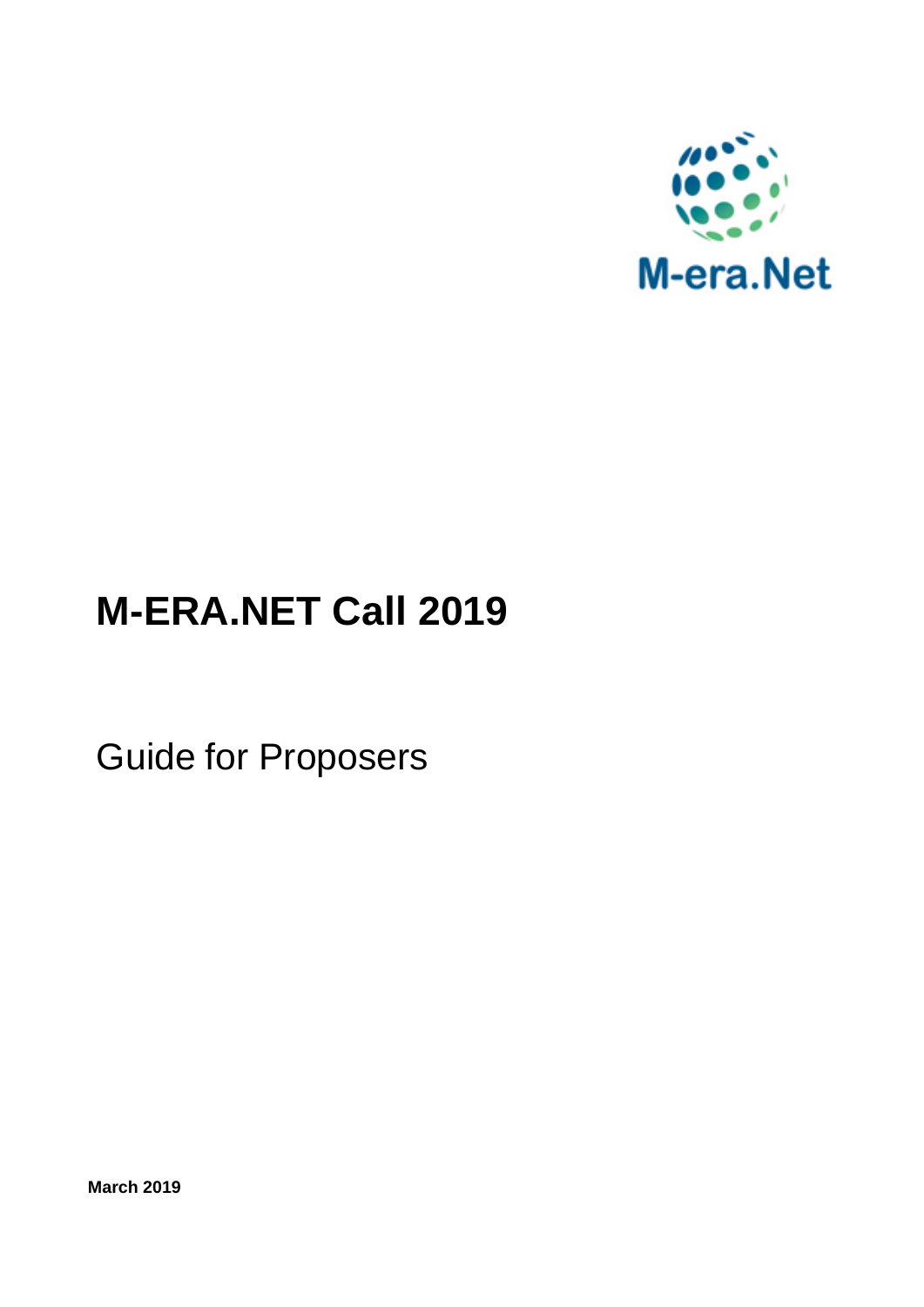M-era.Net

# M-ERA.NET Call 2019

Guide for Proposers

**March 2019**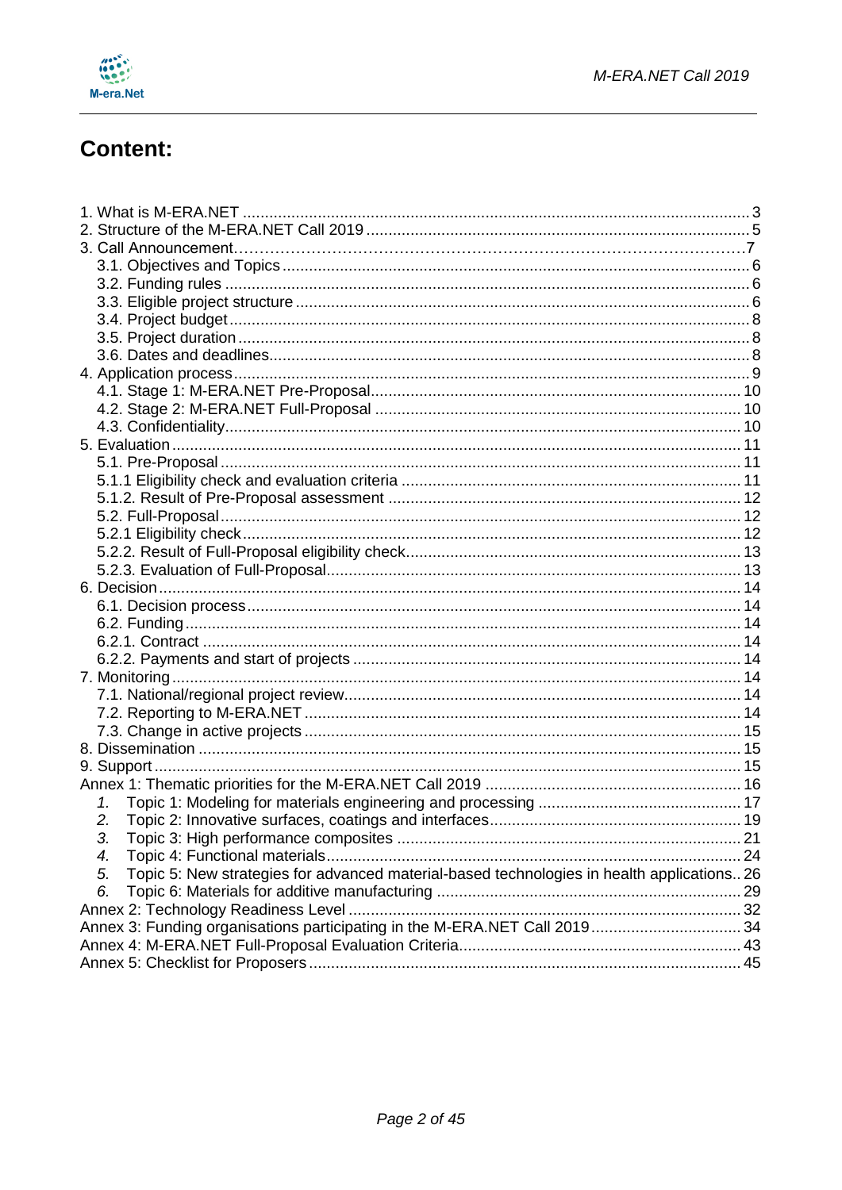# Content:

1. What is M-ERA.NET ..... 3
2. Structure of the M-ERA.NET Call 2019 ..... 5
3. Call Announcement ..... 7
   - 3.1. Objectives and Topics ..... 6
   - 3.2. Funding rules ..... 6
   - 3.3. Eligible project structure ..... 6
   - 3.4. Project budget ..... 8
   - 3.5. Project duration ..... 8
   - 3.6. Dates and deadlines ..... 8
4. Application process ..... 9
   - 4.1. Stage 1: M-ERA.NET Pre-Proposal ..... 10
   - 4.2. Stage 2: M-ERA.NET Full-Proposal ..... 10
   - 4.3. Confidentiality ..... 10
5. Evaluation ..... 11
   - 5.1. Pre-Proposal ..... 11
   - 5.1.1 Eligibility check and evaluation criteria ..... 11
   - 5.1.2. Result of Pre-Proposal assessment ..... 12
   - 5.2. Full-Proposal ..... 12
   - 5.2.1 Eligibility check ..... 12
   - 5.2.2. Result of Full-Proposal eligibility check ..... 13
   - 5.2.3. Evaluation of Full-Proposal ..... 13
6. Decision ..... 14
   - 6.1. Decision process ..... 14
   - 6.2. Funding ..... 14
   - 6.2.1. Contract ..... 14
   - 6.2.2. Payments and start of projects ..... 14
7. Monitoring ..... 14
   - 7.1. National/regional project review ..... 14
   - 7.2. Reporting to M-ERA.NET ..... 14
   - 7.3. Change in active projects ..... 15
8. Dissemination ..... 15
9. Support ..... 15

Annex 1: Thematic priorities for the M-ERA.NET Call 2019 ..... 16
   1. Topic 1: Modeling for materials engineering and processing ..... 17
   2. Topic 2: Innovative surfaces, coatings and interfaces ..... 19
   3. Topic 3: High performance composites ..... 21
   4. Topic 4: Functional materials ..... 24
   5. Topic 5: New strategies for advanced material-based technologies in health applications ..... 26
   6. Topic 6: Materials for additive manufacturing ..... 29

Annex 2: Technology Readiness Level ..... 32

Annex 3: Funding organisations participating in the M-ERA.NET Call 2019 ..... 34

Annex 4: M-ERA.NET Full-Proposal Evaluation Criteria ..... 43

Annex 5: Checklist for Proposers ..... 45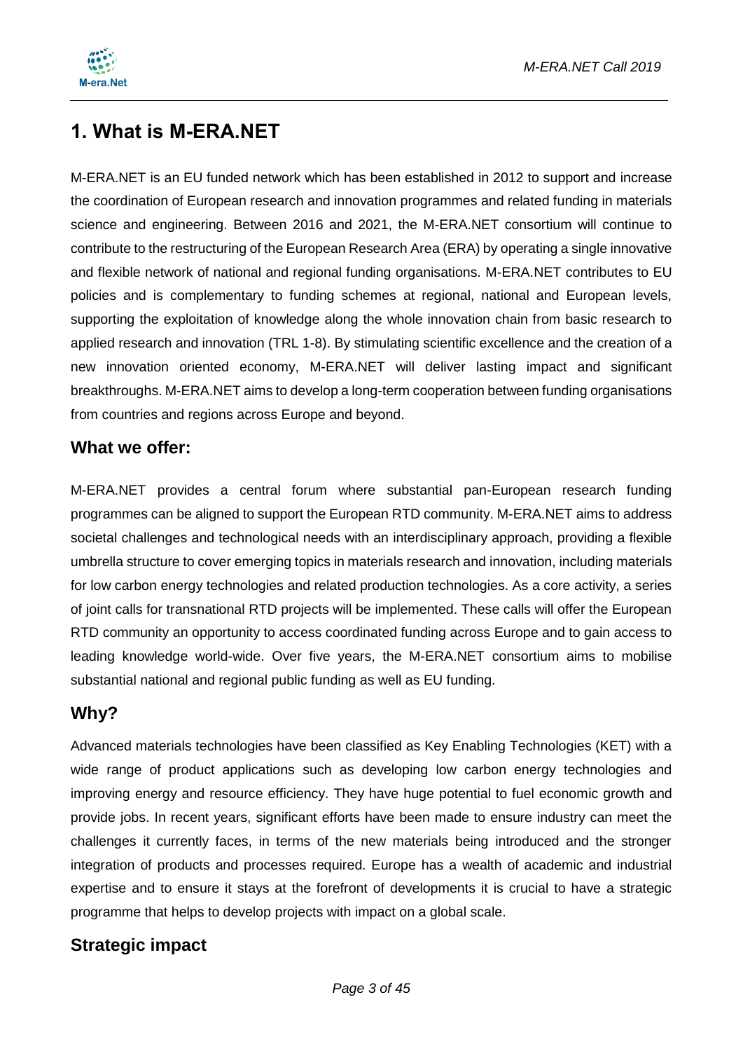# 1. What is M-ERA.NET

M-ERA.NET is an EU funded network which has been established in 2012 to support and increase the coordination of European research and innovation programmes and related funding in materials science and engineering. Between 2016 and 2021, the M-ERA.NET consortium will continue to contribute to the restructuring of the European Research Area (ERA) by operating a single innovative and flexible network of national and regional funding organisations. M-ERA.NET contributes to EU policies and is complementary to funding schemes at regional, national and European levels, supporting the exploitation of knowledge along the whole innovation chain from basic research to applied research and innovation (TRL 1-8). By stimulating scientific excellence and the creation of a new innovation oriented economy, M-ERA.NET will deliver lasting impact and significant breakthroughs. M-ERA.NET aims to develop a long-term cooperation between funding organisations from countries and regions across Europe and beyond.

## What we offer:

M-ERA.NET provides a central forum where substantial pan-European research funding programmes can be aligned to support the European RTD community. M-ERA.NET aims to address societal challenges and technological needs with an interdisciplinary approach, providing a flexible umbrella structure to cover emerging topics in materials research and innovation, including materials for low carbon energy technologies and related production technologies. As a core activity, a series of joint calls for transnational RTD projects will be implemented. These calls will offer the European RTD community an opportunity to access coordinated funding across Europe and to gain access to leading knowledge world-wide. Over five years, the M-ERA.NET consortium aims to mobilise substantial national and regional public funding as well as EU funding.

## Why?

Advanced materials technologies have been classified as Key Enabling Technologies (KET) with a wide range of product applications such as developing low carbon energy technologies and improving energy and resource efficiency. They have huge potential to fuel economic growth and provide jobs. In recent years, significant efforts have been made to ensure industry can meet the challenges it currently faces, in terms of the new materials being introduced and the stronger integration of products and processes required. Europe has a wealth of academic and industrial expertise and to ensure it stays at the forefront of developments it is crucial to have a strategic programme that helps to develop projects with impact on a global scale.

## Strategic impact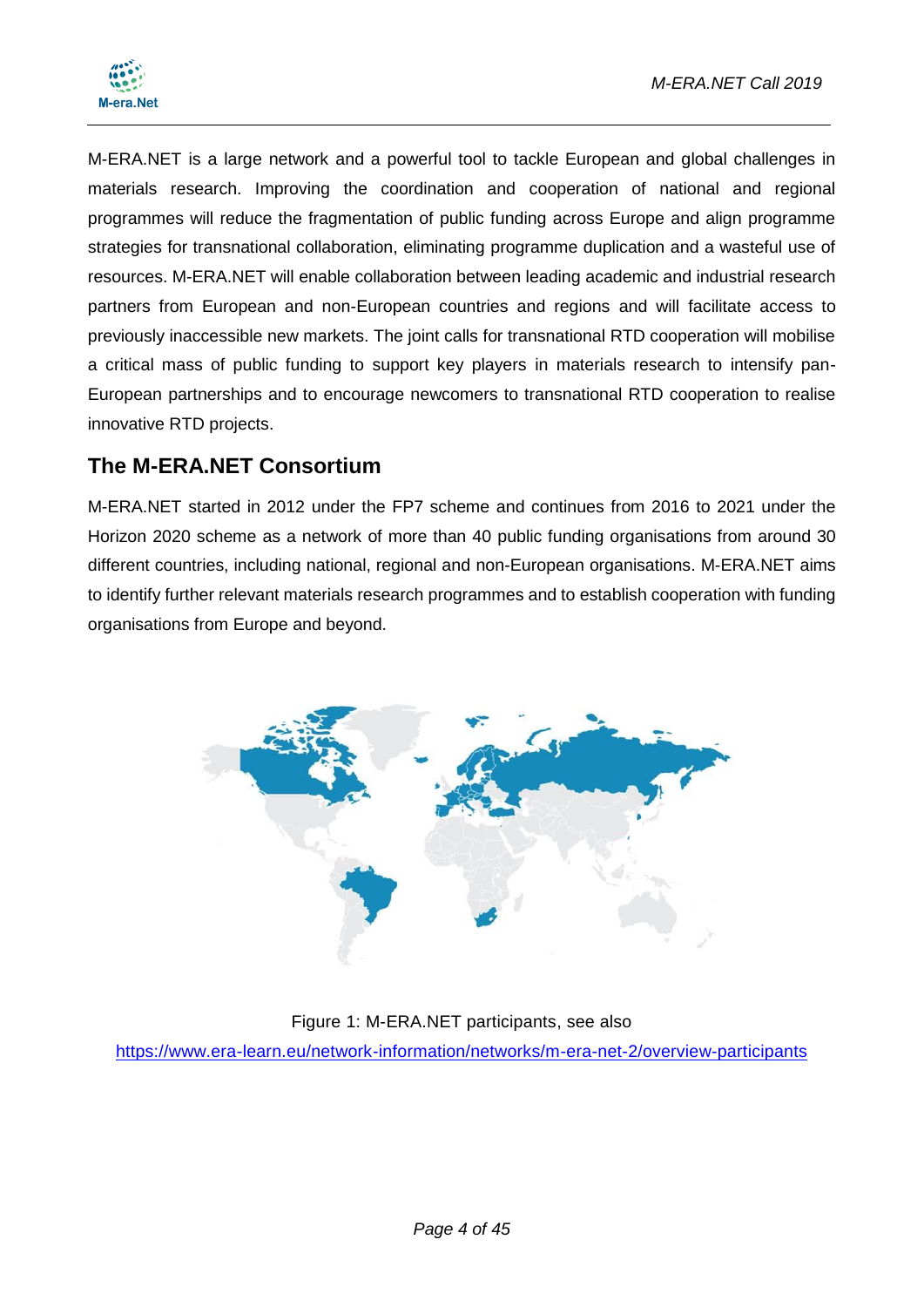M-ERA.NET is a large network and a powerful tool to tackle European and global challenges in materials research. Improving the coordination and cooperation of national and regional programmes will reduce the fragmentation of public funding across Europe and align programme strategies for transnational collaboration, eliminating programme duplication and a wasteful use of resources. M-ERA.NET will enable collaboration between leading academic and industrial research partners from European and non-European countries and regions and will facilitate access to previously inaccessible new markets. The joint calls for transnational RTD cooperation will mobilise a critical mass of public funding to support key players in materials research to intensify pan-European partnerships and to encourage newcomers to transnational RTD cooperation to realise innovative RTD projects.

## The M-ERA.NET Consortium

M-ERA.NET started in 2012 under the FP7 scheme and continues from 2016 to 2021 under the Horizon 2020 scheme as a network of more than 40 public funding organisations from around 30 different countries, including national, regional and non-European organisations. M-ERA.NET aims to identify further relevant materials research programmes and to establish cooperation with funding organisations from Europe and beyond.

Figure 1: M-ERA.NET participants, see also https://www.era-learn.eu/network-information/networks/m-era-net-2/overview-participants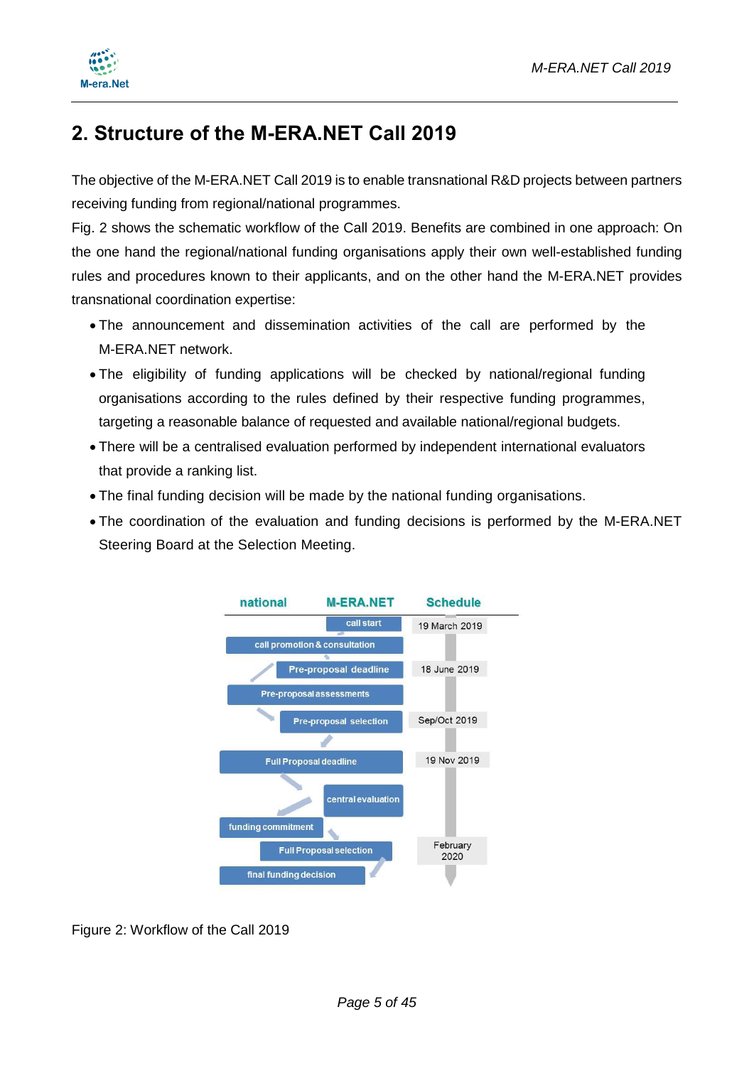## 2. Structure of the M-ERA.NET Call 2019

The objective of the M-ERA.NET Call 2019 is to enable transnational R&D projects between partners receiving funding from regional/national programmes.

Fig. 2 shows the schematic workflow of the Call 2019. Benefits are combined in one approach: On the one hand the regional/national funding organisations apply their own well-established funding rules and procedures known to their applicants, and on the other hand the M-ERA.NET provides transnational coordination expertise:

- The announcement and dissemination activities of the call are performed by the M-ERA.NET network.
- The eligibility of funding applications will be checked by national/regional funding organisations according to the rules defined by their respective funding programmes, targeting a reasonable balance of requested and available national/regional budgets.
- There will be a centralised evaluation performed by independent international evaluators that provide a ranking list.
- The final funding decision will be made by the national funding organisations.
- The coordination of the evaluation and funding decisions is performed by the M-ERA.NET Steering Board at the Selection Meeting.

Figure 2: Workflow of the Call 2019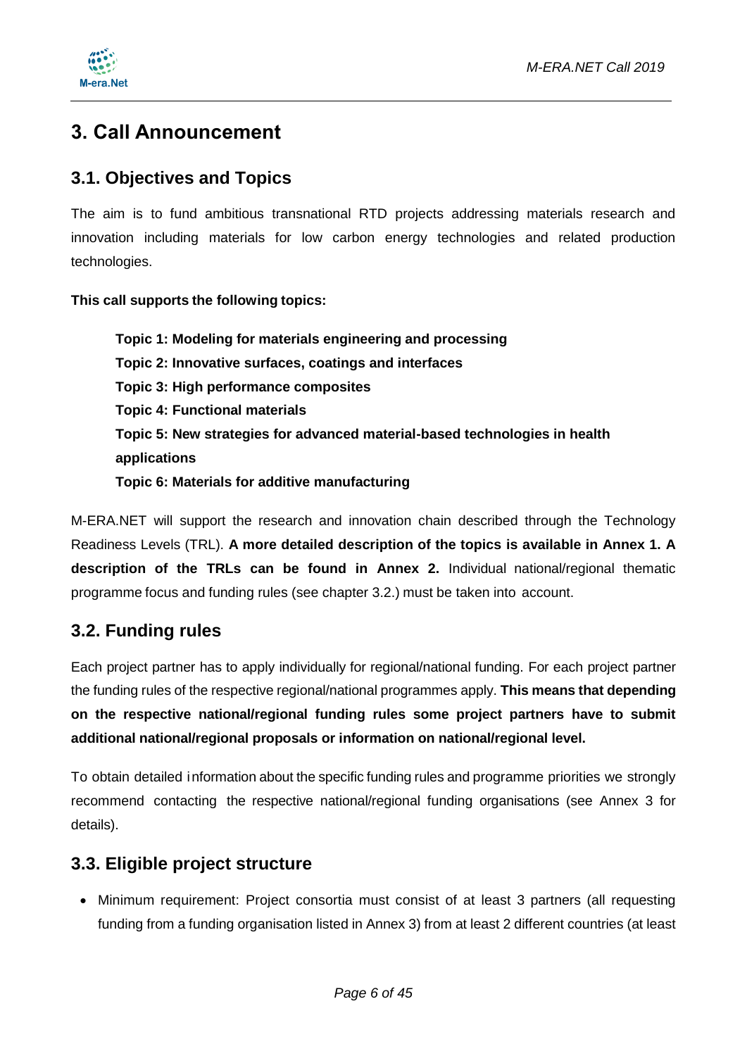# 3. Call Announcement

## 3.1. Objectives and Topics

The aim is to fund ambitious transnational RTD projects addressing materials research and innovation including materials for low carbon energy technologies and related production technologies.

**This call supports the following topics:**

> **Topic 1: Modeling for materials engineering and processing**
> **Topic 2: Innovative surfaces, coatings and interfaces**
> **Topic 3: High performance composites**
> **Topic 4: Functional materials**
> **Topic 5: New strategies for advanced material-based technologies in health applications**
> **Topic 6: Materials for additive manufacturing**

M-ERA.NET will support the research and innovation chain described through the Technology Readiness Levels (TRL). **A more detailed description of the topics is available in Annex 1. A description of the TRLs can be found in Annex 2.** Individual national/regional thematic programme focus and funding rules (see chapter 3.2.) must be taken into account.

## 3.2. Funding rules

Each project partner has to apply individually for regional/national funding. For each project partner the funding rules of the respective regional/national programmes apply. **This means that depending on the respective national/regional funding rules some project partners have to submit additional national/regional proposals or information on national/regional level.**

To obtain detailed information about the specific funding rules and programme priorities we strongly recommend contacting the respective national/regional funding organisations (see Annex 3 for details).

## 3.3. Eligible project structure

- Minimum requirement: Project consortia must consist of at least 3 partners (all requesting funding from a funding organisation listed in Annex 3) from at least 2 different countries (at least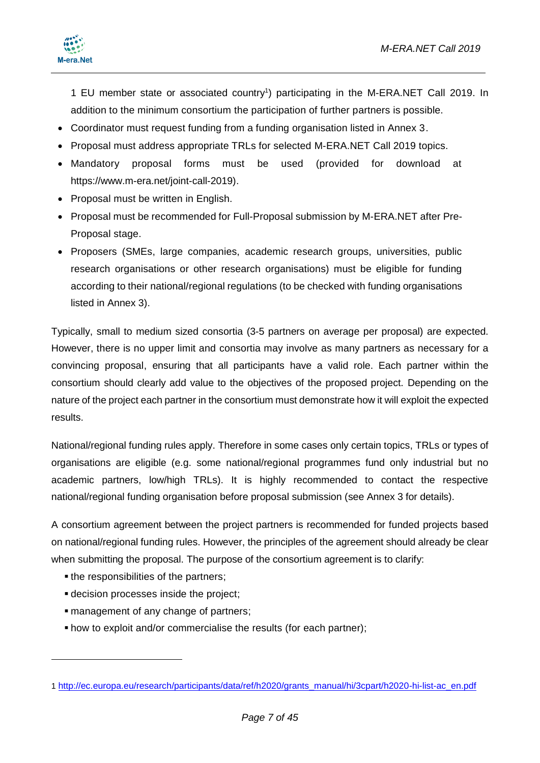1 EU member state or associated country[1]) participating in the M-ERA.NET Call 2019. In addition to the minimum consortium the participation of further partners is possible.

- Coordinator must request funding from a funding organisation listed in Annex 3.
- Proposal must address appropriate TRLs for selected M-ERA.NET Call 2019 topics.
- Mandatory proposal forms must be used (provided for download at https://www.m-era.net/joint-call-2019).
- Proposal must be written in English.
- Proposal must be recommended for Full-Proposal submission by M-ERA.NET after Pre-Proposal stage.
- Proposers (SMEs, large companies, academic research groups, universities, public research organisations or other research organisations) must be eligible for funding according to their national/regional regulations (to be checked with funding organisations listed in Annex 3).

Typically, small to medium sized consortia (3-5 partners on average per proposal) are expected. However, there is no upper limit and consortia may involve as many partners as necessary for a convincing proposal, ensuring that all participants have a valid role. Each partner within the consortium should clearly add value to the objectives of the proposed project. Depending on the nature of the project each partner in the consortium must demonstrate how it will exploit the expected results.

National/regional funding rules apply. Therefore in some cases only certain topics, TRLs or types of organisations are eligible (e.g. some national/regional programmes fund only industrial but no academic partners, low/high TRLs). It is highly recommended to contact the respective national/regional funding organisation before proposal submission (see Annex 3 for details).

A consortium agreement between the project partners is recommended for funded projects based on national/regional funding rules. However, the principles of the agreement should already be clear when submitting the proposal. The purpose of the consortium agreement is to clarify:

- the responsibilities of the partners;
- decision processes inside the project;
- management of any change of partners;
- how to exploit and/or commercialise the results (for each partner);

---

1 http://ec.europa.eu/research/participants/data/ref/h2020/grants_manual/hi/3cpart/h2020-hi-list-ac_en.pdf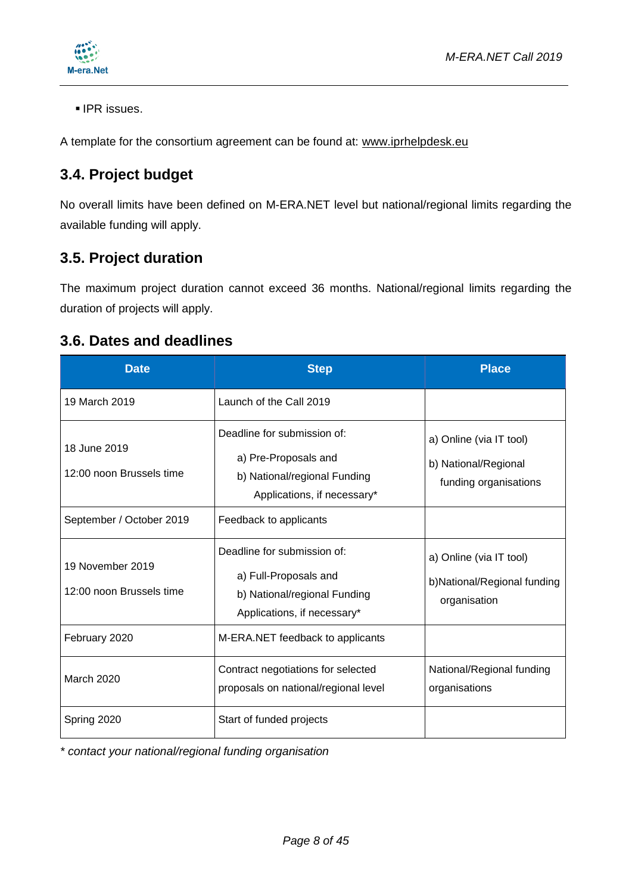- IPR issues.

A template for the consortium agreement can be found at: www.iprhelpdesk.eu

## 3.4. Project budget

No overall limits have been defined on M-ERA.NET level but national/regional limits regarding the available funding will apply.

## 3.5. Project duration

The maximum project duration cannot exceed 36 months. National/regional limits regarding the duration of projects will apply.

## 3.6. Dates and deadlines

| Date | Step | Place |
|---|---|---|
| 19 March 2019 | Launch of the Call 2019 | |
| 18 June 2019<br>12:00 noon Brussels time | Deadline for submission of:<br>a) Pre-Proposals and<br>b) National/regional Funding Applications, if necessary* | a) Online (via IT tool)<br>b) National/Regional funding organisations |
| September / October 2019 | Feedback to applicants | |
| 19 November 2019<br>12:00 noon Brussels time | Deadline for submission of:<br>a) Full-Proposals and<br>b) National/regional Funding Applications, if necessary* | a) Online (via IT tool)<br>b)National/Regional funding organisation |
| February 2020 | M-ERA.NET feedback to applicants | |
| March 2020 | Contract negotiations for selected proposals on national/regional level | National/Regional funding organisations |
| Spring 2020 | Start of funded projects | |

*\* contact your national/regional funding organisation*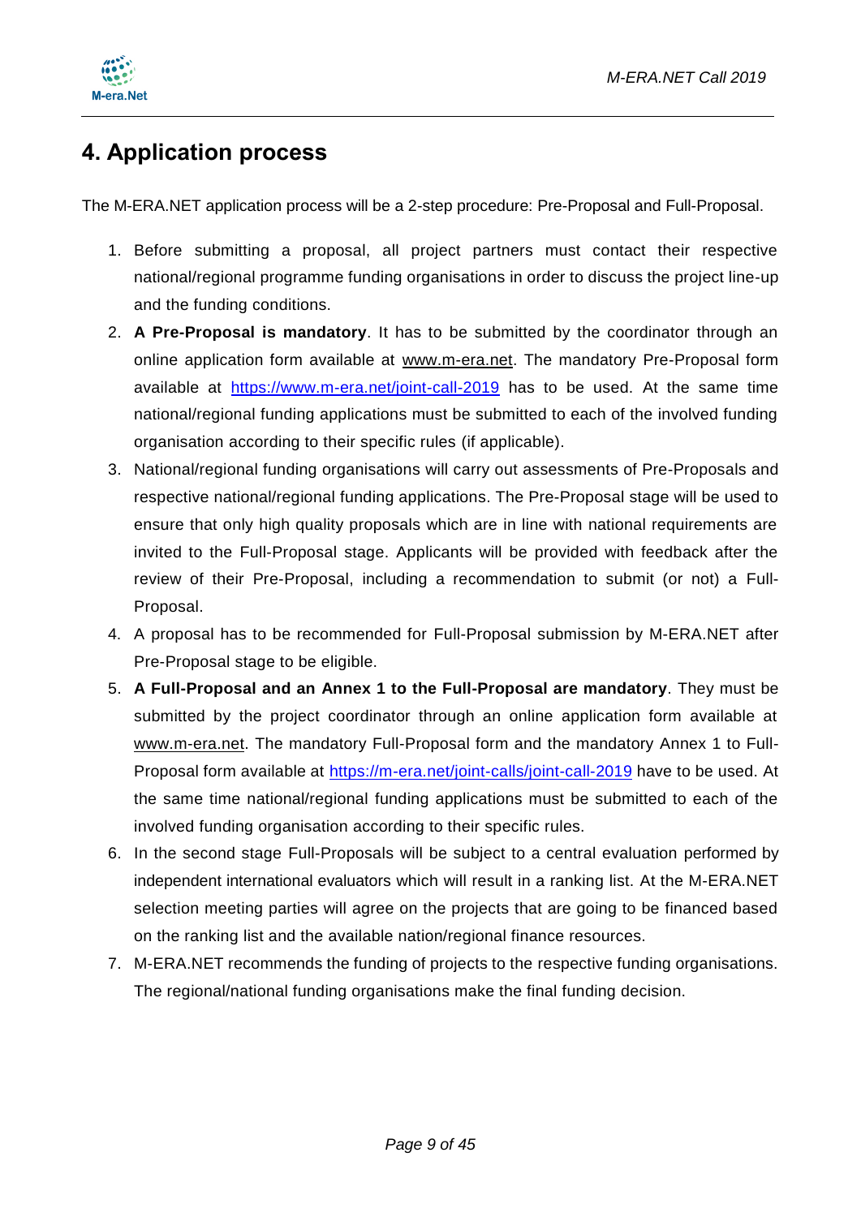# 4. Application process

The M-ERA.NET application process will be a 2-step procedure: Pre-Proposal and Full-Proposal.

1. Before submitting a proposal, all project partners must contact their respective national/regional programme funding organisations in order to discuss the project line-up and the funding conditions.
2. **A Pre-Proposal is mandatory**. It has to be submitted by the coordinator through an online application form available at www.m-era.net. The mandatory Pre-Proposal form available at https://www.m-era.net/joint-call-2019 has to be used. At the same time national/regional funding applications must be submitted to each of the involved funding organisation according to their specific rules (if applicable).
3. National/regional funding organisations will carry out assessments of Pre-Proposals and respective national/regional funding applications. The Pre-Proposal stage will be used to ensure that only high quality proposals which are in line with national requirements are invited to the Full-Proposal stage. Applicants will be provided with feedback after the review of their Pre-Proposal, including a recommendation to submit (or not) a Full-Proposal.
4. A proposal has to be recommended for Full-Proposal submission by M-ERA.NET after Pre-Proposal stage to be eligible.
5. **A Full-Proposal and an Annex 1 to the Full-Proposal are mandatory**. They must be submitted by the project coordinator through an online application form available at www.m-era.net. The mandatory Full-Proposal form and the mandatory Annex 1 to Full-Proposal form available at https://m-era.net/joint-calls/joint-call-2019 have to be used. At the same time national/regional funding applications must be submitted to each of the involved funding organisation according to their specific rules.
6. In the second stage Full-Proposals will be subject to a central evaluation performed by independent international evaluators which will result in a ranking list. At the M-ERA.NET selection meeting parties will agree on the projects that are going to be financed based on the ranking list and the available nation/regional finance resources.
7. M-ERA.NET recommends the funding of projects to the respective funding organisations. The regional/national funding organisations make the final funding decision.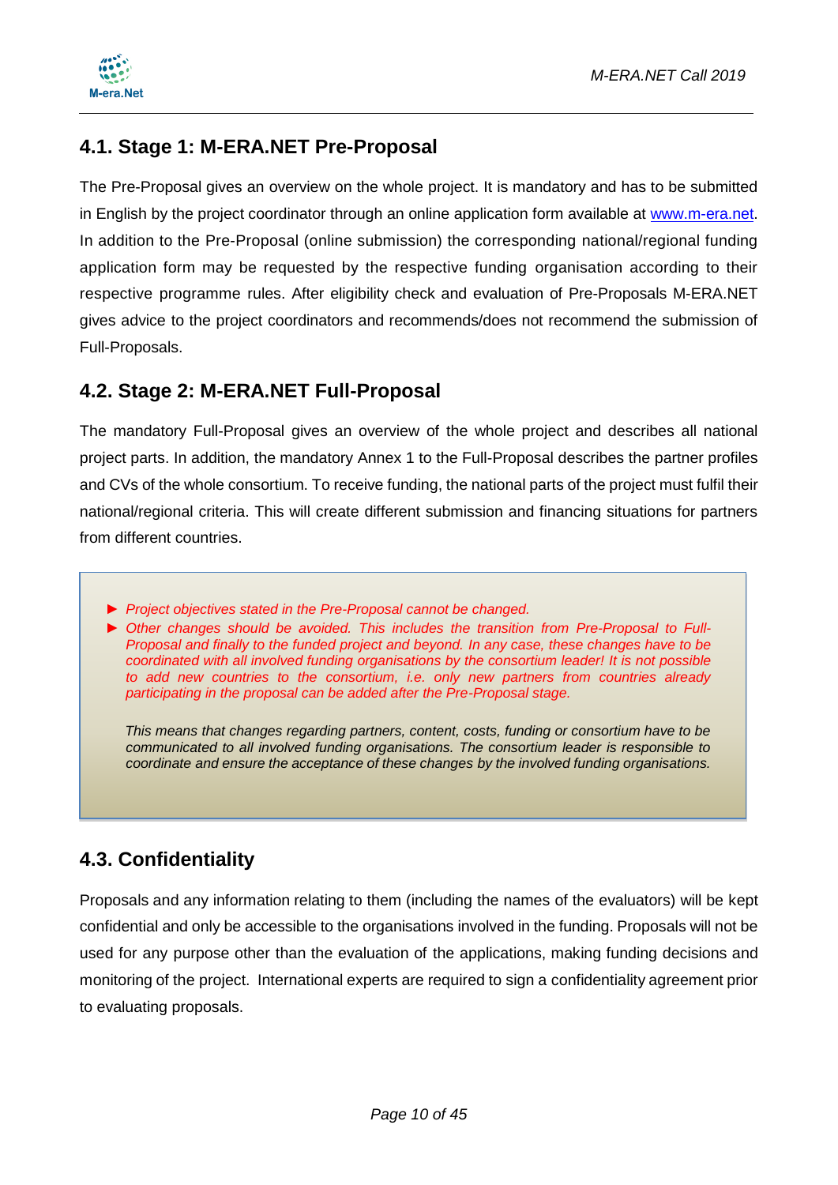## 4.1. Stage 1: M-ERA.NET Pre-Proposal

The Pre-Proposal gives an overview on the whole project. It is mandatory and has to be submitted in English by the project coordinator through an online application form available at www.m-era.net. In addition to the Pre-Proposal (online submission) the corresponding national/regional funding application form may be requested by the respective funding organisation according to their respective programme rules. After eligibility check and evaluation of Pre-Proposals M-ERA.NET gives advice to the project coordinators and recommends/does not recommend the submission of Full-Proposals.

## 4.2. Stage 2: M-ERA.NET Full-Proposal

The mandatory Full-Proposal gives an overview of the whole project and describes all national project parts. In addition, the mandatory Annex 1 to the Full-Proposal describes the partner profiles and CVs of the whole consortium. To receive funding, the national parts of the project must fulfil their national/regional criteria. This will create different submission and financing situations for partners from different countries.

> ► *Project objectives stated in the Pre-Proposal cannot be changed.*
>
> ► *Other changes should be avoided. This includes the transition from Pre-Proposal to Full-Proposal and finally to the funded project and beyond. In any case, these changes have to be coordinated with all involved funding organisations by the consortium leader! It is not possible to add new countries to the consortium, i.e. only new partners from countries already participating in the proposal can be added after the Pre-Proposal stage.*
>
> *This means that changes regarding partners, content, costs, funding or consortium have to be communicated to all involved funding organisations. The consortium leader is responsible to coordinate and ensure the acceptance of these changes by the involved funding organisations.*

## 4.3. Confidentiality

Proposals and any information relating to them (including the names of the evaluators) will be kept confidential and only be accessible to the organisations involved in the funding. Proposals will not be used for any purpose other than the evaluation of the applications, making funding decisions and monitoring of the project. International experts are required to sign a confidentiality agreement prior to evaluating proposals.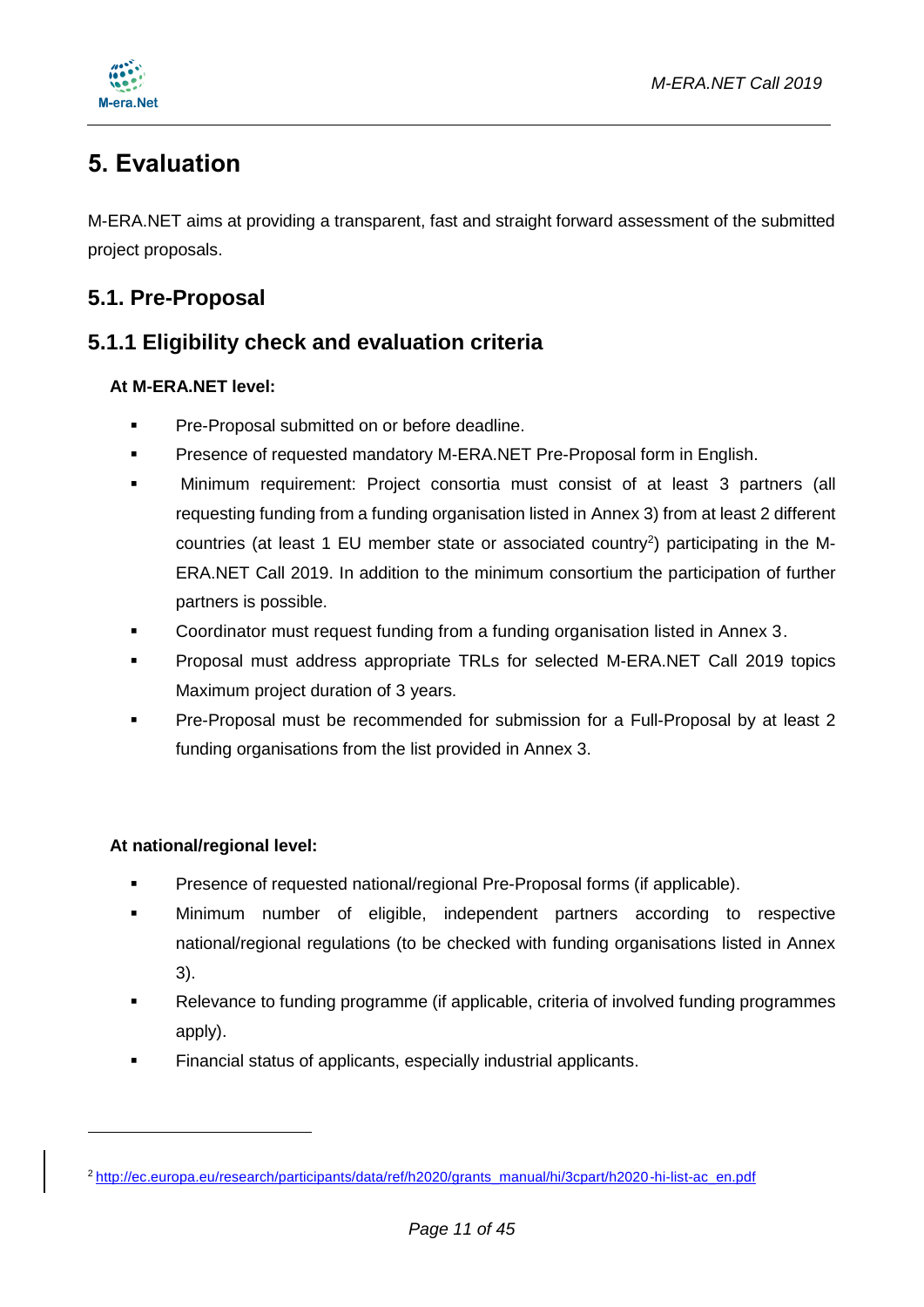# 5. Evaluation

M-ERA.NET aims at providing a transparent, fast and straight forward assessment of the submitted project proposals.

## 5.1. Pre-Proposal

### 5.1.1 Eligibility check and evaluation criteria

**At M-ERA.NET level:**

- Pre-Proposal submitted on or before deadline.
- Presence of requested mandatory M-ERA.NET Pre-Proposal form in English.
- Minimum requirement: Project consortia must consist of at least 3 partners (all requesting funding from a funding organisation listed in Annex 3) from at least 2 different countries (at least 1 EU member state or associated country[2]) participating in the M-ERA.NET Call 2019. In addition to the minimum consortium the participation of further partners is possible.
- Coordinator must request funding from a funding organisation listed in Annex 3.
- Proposal must address appropriate TRLs for selected M-ERA.NET Call 2019 topics Maximum project duration of 3 years.
- Pre-Proposal must be recommended for submission for a Full-Proposal by at least 2 funding organisations from the list provided in Annex 3.

**At national/regional level:**

- Presence of requested national/regional Pre-Proposal forms (if applicable).
- Minimum number of eligible, independent partners according to respective national/regional regulations (to be checked with funding organisations listed in Annex 3).
- Relevance to funding programme (if applicable, criteria of involved funding programmes apply).
- Financial status of applicants, especially industrial applicants.

---

[2] http://ec.europa.eu/research/participants/data/ref/h2020/grants_manual/hi/3cpart/h2020-hi-list-ac_en.pdf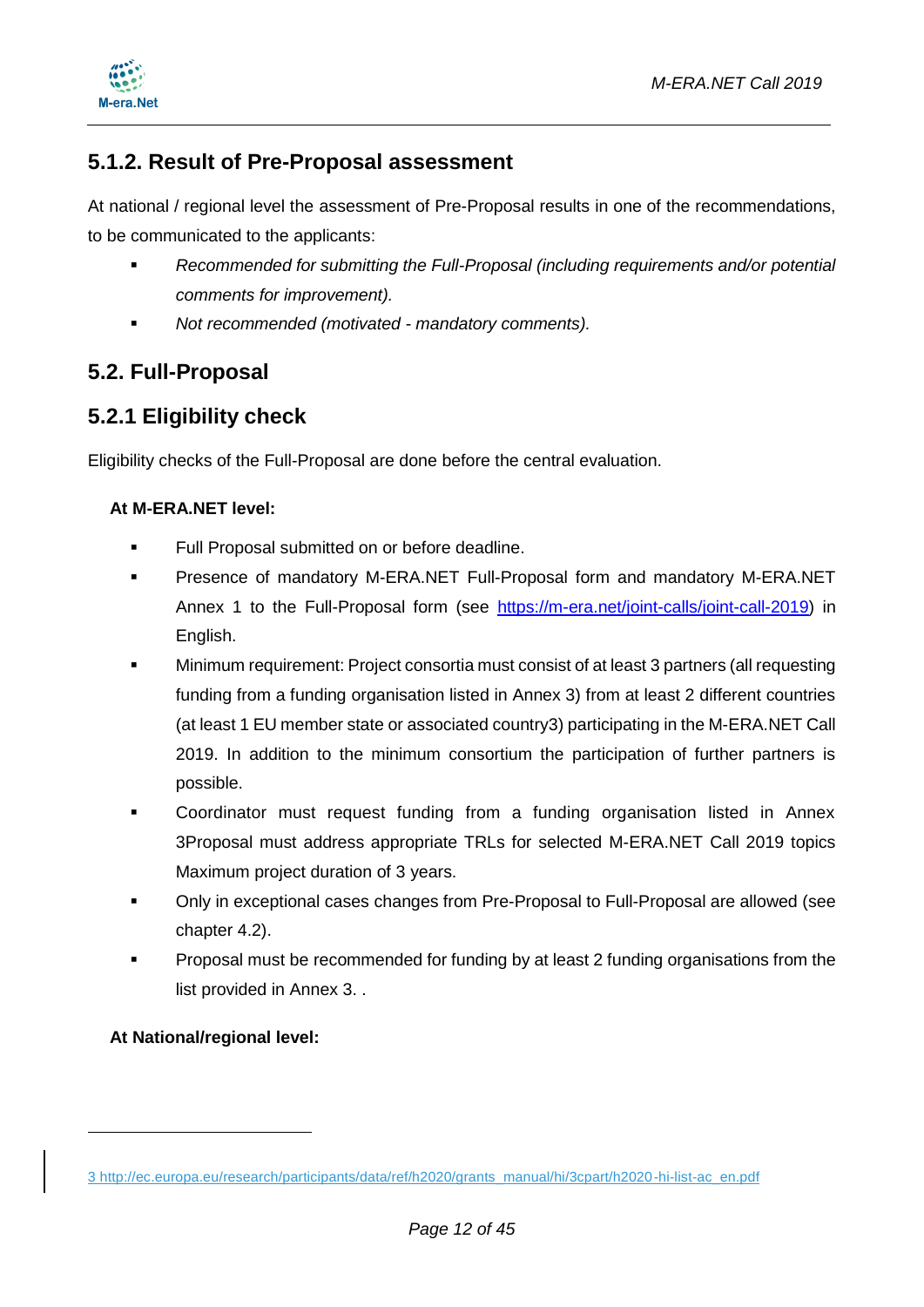### 5.1.2. Result of Pre-Proposal assessment

At national / regional level the assessment of Pre-Proposal results in one of the recommendations, to be communicated to the applicants:

- *Recommended for submitting the Full-Proposal (including requirements and/or potential comments for improvement).*
- *Not recommended (motivated - mandatory comments).*

## 5.2. Full-Proposal

### 5.2.1 Eligibility check

Eligibility checks of the Full-Proposal are done before the central evaluation.

**At M-ERA.NET level:**

- Full Proposal submitted on or before deadline.
- Presence of mandatory M-ERA.NET Full-Proposal form and mandatory M-ERA.NET Annex 1 to the Full-Proposal form (see [https://m-era.net/joint-calls/joint-call-2019](https://m-era.net/joint-calls/joint-call-2019)) in English.
- Minimum requirement: Project consortia must consist of at least 3 partners (all requesting funding from a funding organisation listed in Annex 3) from at least 2 different countries (at least 1 EU member state or associated country[3]) participating in the M-ERA.NET Call 2019. In addition to the minimum consortium the participation of further partners is possible.
- Coordinator must request funding from a funding organisation listed in Annex 3Proposal must address appropriate TRLs for selected M-ERA.NET Call 2019 topics Maximum project duration of 3 years.
- Only in exceptional cases changes from Pre-Proposal to Full-Proposal are allowed (see chapter 4.2).
- Proposal must be recommended for funding by at least 2 funding organisations from the list provided in Annex 3. .

**At National/regional level:**

---

[3] [http://ec.europa.eu/research/participants/data/ref/h2020/grants_manual/hi/3cpart/h2020-hi-list-ac_en.pdf](http://ec.europa.eu/research/participants/data/ref/h2020/grants_manual/hi/3cpart/h2020-hi-list-ac_en.pdf)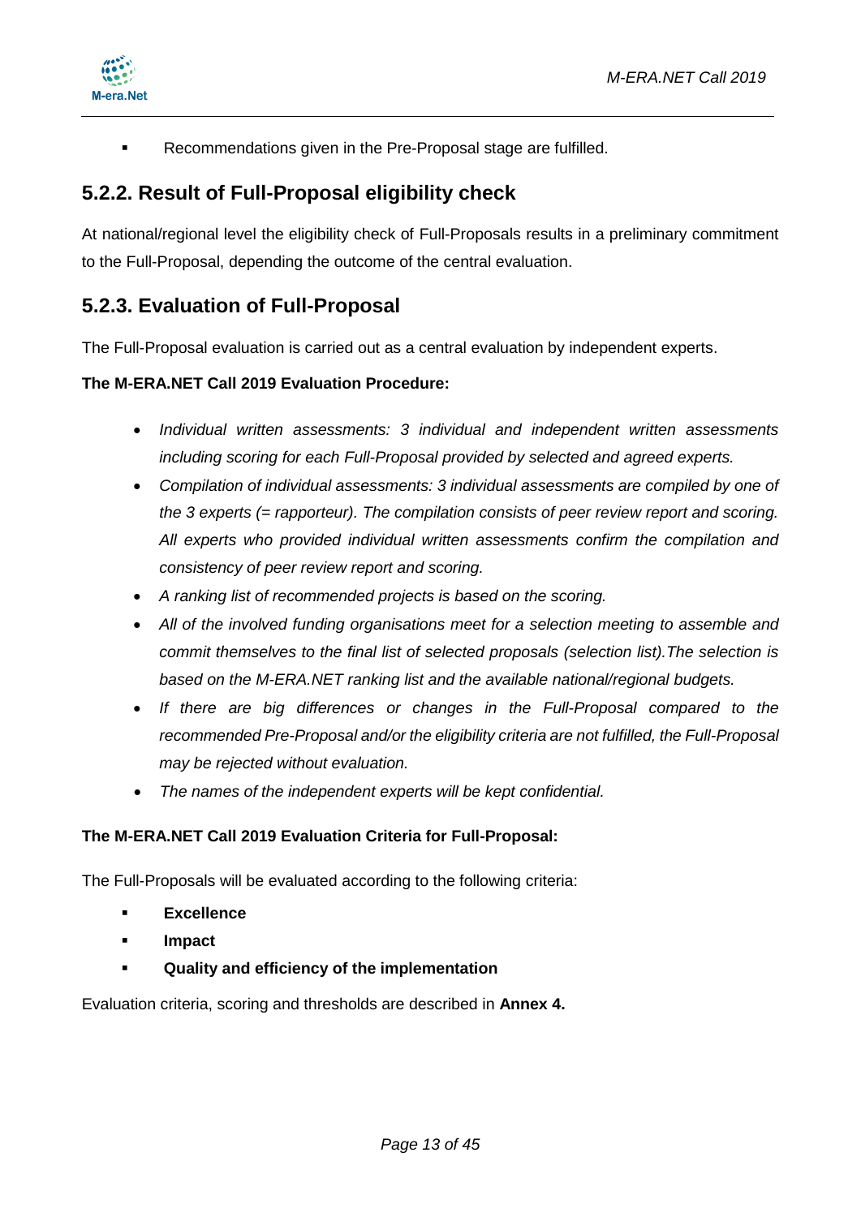- Recommendations given in the Pre-Proposal stage are fulfilled.

### 5.2.2. Result of Full-Proposal eligibility check

At national/regional level the eligibility check of Full-Proposals results in a preliminary commitment to the Full-Proposal, depending the outcome of the central evaluation.

### 5.2.3. Evaluation of Full-Proposal

The Full-Proposal evaluation is carried out as a central evaluation by independent experts.

**The M-ERA.NET Call 2019 Evaluation Procedure:**

- *Individual written assessments: 3 individual and independent written assessments including scoring for each Full-Proposal provided by selected and agreed experts.*
- *Compilation of individual assessments: 3 individual assessments are compiled by one of the 3 experts (= rapporteur). The compilation consists of peer review report and scoring. All experts who provided individual written assessments confirm the compilation and consistency of peer review report and scoring.*
- *A ranking list of recommended projects is based on the scoring.*
- *All of the involved funding organisations meet for a selection meeting to assemble and commit themselves to the final list of selected proposals (selection list).The selection is based on the M-ERA.NET ranking list and the available national/regional budgets.*
- *If there are big differences or changes in the Full-Proposal compared to the recommended Pre-Proposal and/or the eligibility criteria are not fulfilled, the Full-Proposal may be rejected without evaluation.*
- *The names of the independent experts will be kept confidential.*

**The M-ERA.NET Call 2019 Evaluation Criteria for Full-Proposal:**

The Full-Proposals will be evaluated according to the following criteria:

- **Excellence**
- **Impact**
- **Quality and efficiency of the implementation**

Evaluation criteria, scoring and thresholds are described in **Annex 4.**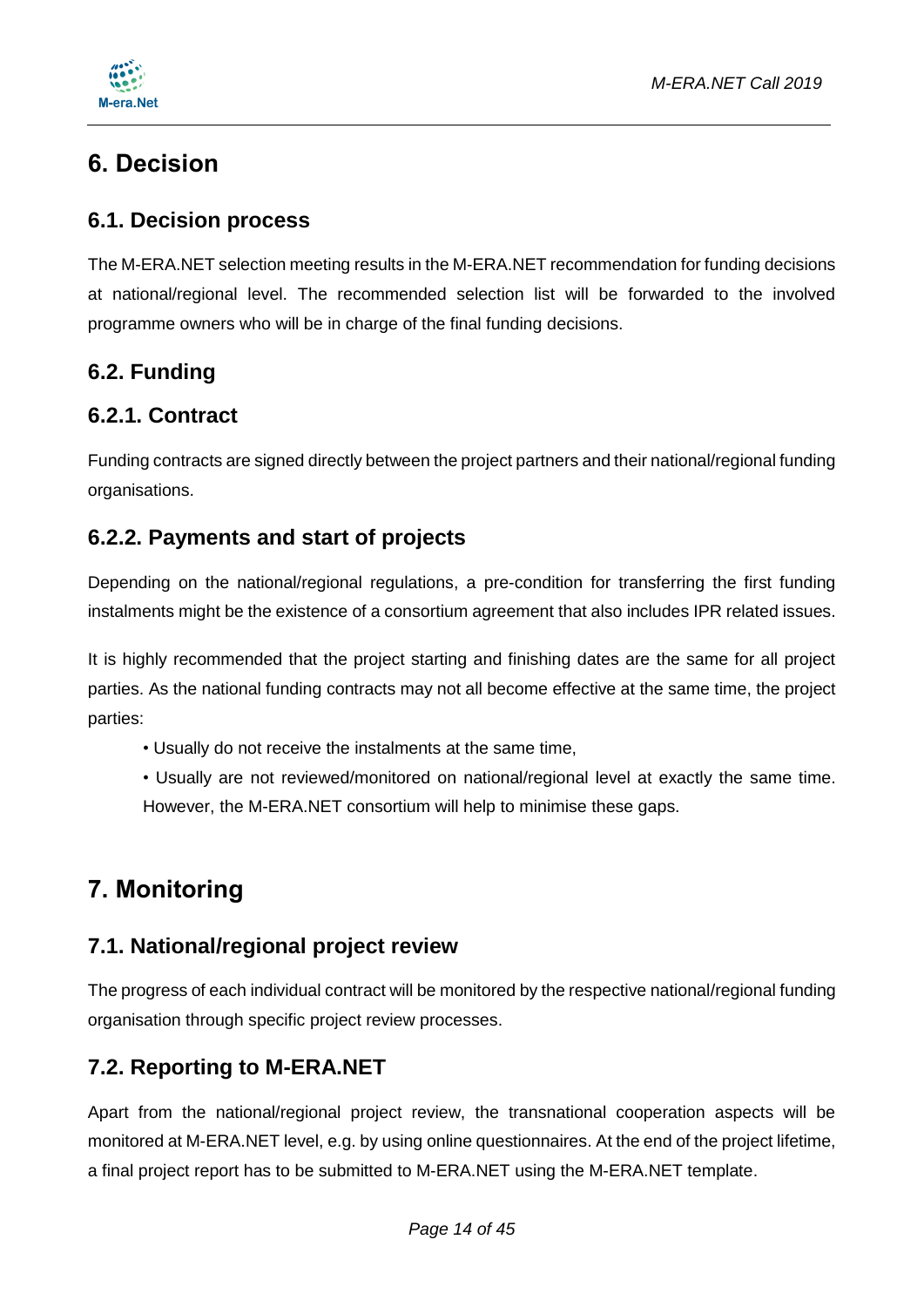# 6. Decision

## 6.1. Decision process

The M-ERA.NET selection meeting results in the M-ERA.NET recommendation for funding decisions at national/regional level. The recommended selection list will be forwarded to the involved programme owners who will be in charge of the final funding decisions.

## 6.2. Funding

### 6.2.1. Contract

Funding contracts are signed directly between the project partners and their national/regional funding organisations.

### 6.2.2. Payments and start of projects

Depending on the national/regional regulations, a pre-condition for transferring the first funding instalments might be the existence of a consortium agreement that also includes IPR related issues.

It is highly recommended that the project starting and finishing dates are the same for all project parties. As the national funding contracts may not all become effective at the same time, the project parties:

- Usually do not receive the instalments at the same time,
- Usually are not reviewed/monitored on national/regional level at exactly the same time. However, the M-ERA.NET consortium will help to minimise these gaps.

# 7. Monitoring

## 7.1. National/regional project review

The progress of each individual contract will be monitored by the respective national/regional funding organisation through specific project review processes.

## 7.2. Reporting to M-ERA.NET

Apart from the national/regional project review, the transnational cooperation aspects will be monitored at M-ERA.NET level, e.g. by using online questionnaires. At the end of the project lifetime, a final project report has to be submitted to M-ERA.NET using the M-ERA.NET template.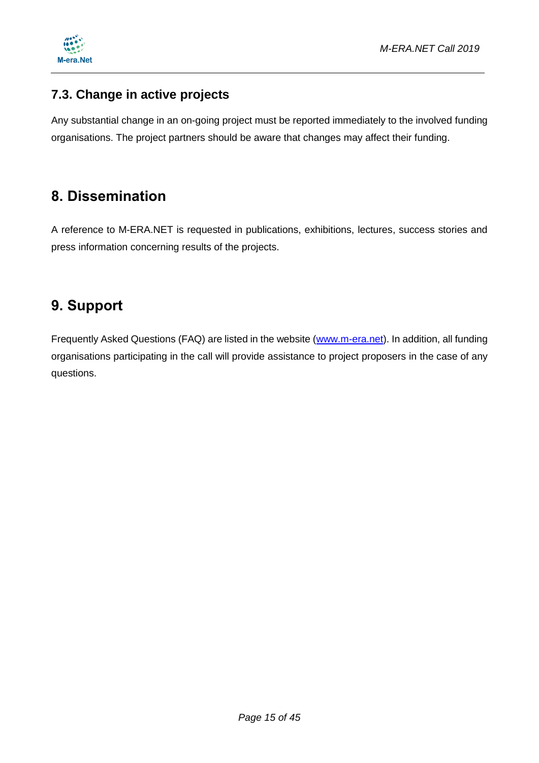### 7.3. Change in active projects

Any substantial change in an on-going project must be reported immediately to the involved funding organisations. The project partners should be aware that changes may affect their funding.

## 8. Dissemination

A reference to M-ERA.NET is requested in publications, exhibitions, lectures, success stories and press information concerning results of the projects.

## 9. Support

Frequently Asked Questions (FAQ) are listed in the website ([www.m-era.net](http://www.m-era.net)). In addition, all funding organisations participating in the call will provide assistance to project proposers in the case of any questions.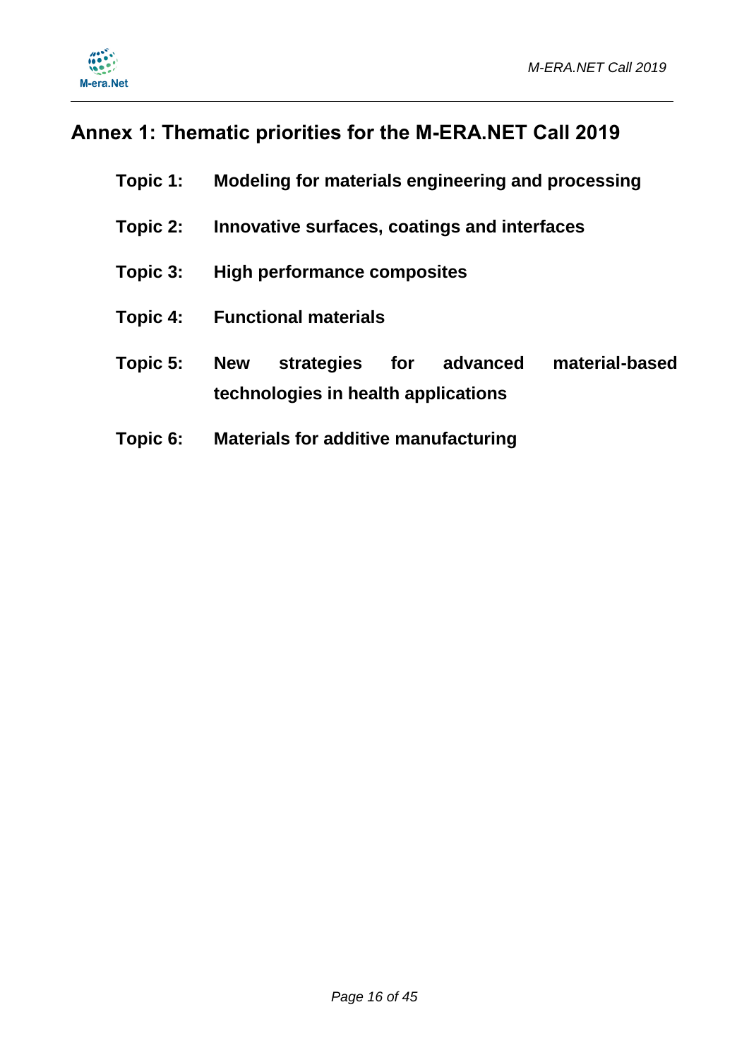# Annex 1: Thematic priorities for the M-ERA.NET Call 2019

**Topic 1: Modeling for materials engineering and processing**

**Topic 2: Innovative surfaces, coatings and interfaces**

**Topic 3: High performance composites**

**Topic 4: Functional materials**

**Topic 5: New strategies for advanced material-based technologies in health applications**

**Topic 6: Materials for additive manufacturing**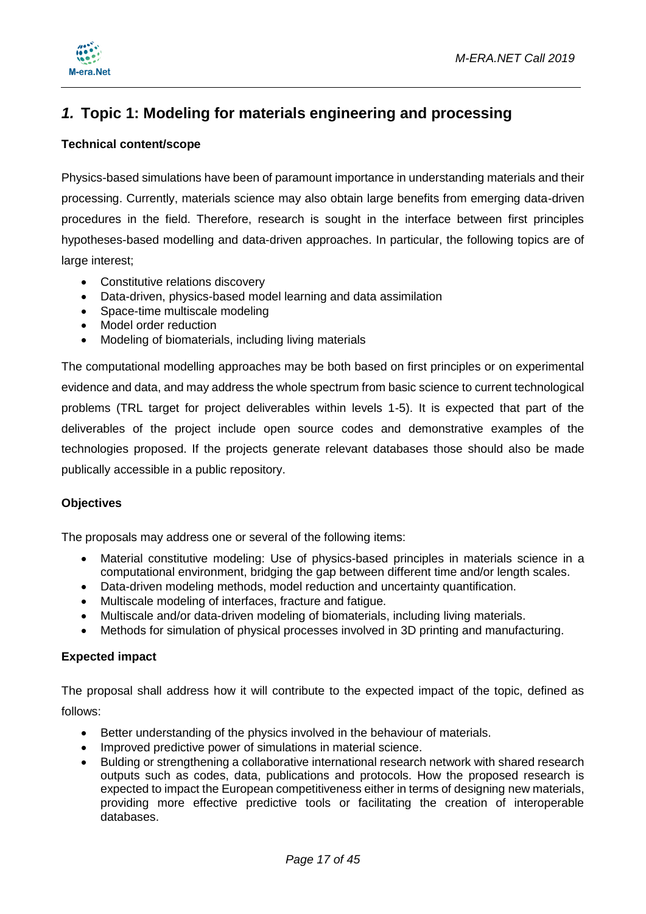# *1.* Topic 1: Modeling for materials engineering and processing

**Technical content/scope**

Physics-based simulations have been of paramount importance in understanding materials and their processing. Currently, materials science may also obtain large benefits from emerging data-driven procedures in the field. Therefore, research is sought in the interface between first principles hypotheses-based modelling and data-driven approaches. In particular, the following topics are of large interest;

- Constitutive relations discovery
- Data-driven, physics-based model learning and data assimilation
- Space-time multiscale modeling
- Model order reduction
- Modeling of biomaterials, including living materials

The computational modelling approaches may be both based on first principles or on experimental evidence and data, and may address the whole spectrum from basic science to current technological problems (TRL target for project deliverables within levels 1-5). It is expected that part of the deliverables of the project include open source codes and demonstrative examples of the technologies proposed. If the projects generate relevant databases those should also be made publically accessible in a public repository.

**Objectives**

The proposals may address one or several of the following items:

- Material constitutive modeling: Use of physics-based principles in materials science in a computational environment, bridging the gap between different time and/or length scales.
- Data-driven modeling methods, model reduction and uncertainty quantification.
- Multiscale modeling of interfaces, fracture and fatigue.
- Multiscale and/or data-driven modeling of biomaterials, including living materials.
- Methods for simulation of physical processes involved in 3D printing and manufacturing.

**Expected impact**

The proposal shall address how it will contribute to the expected impact of the topic, defined as follows:

- Better understanding of the physics involved in the behaviour of materials.
- Improved predictive power of simulations in material science.
- Bulding or strengthening a collaborative international research network with shared research outputs such as codes, data, publications and protocols. How the proposed research is expected to impact the European competitiveness either in terms of designing new materials, providing more effective predictive tools or facilitating the creation of interoperable databases.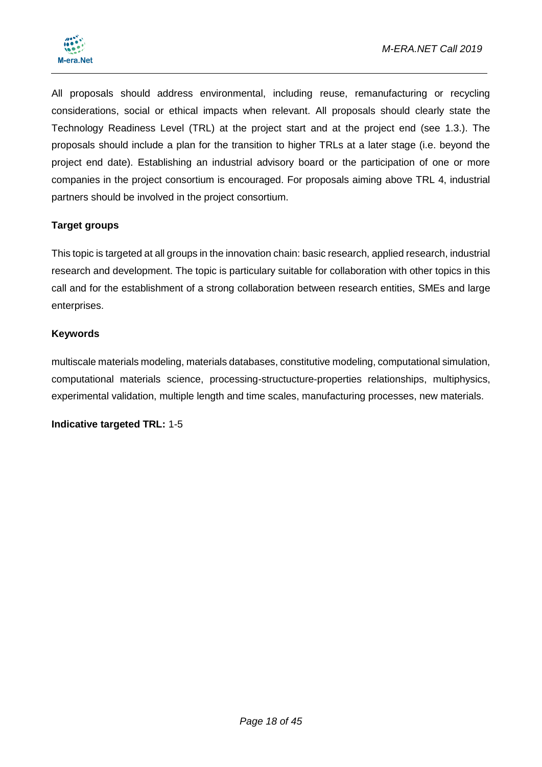All proposals should address environmental, including reuse, remanufacturing or recycling considerations, social or ethical impacts when relevant. All proposals should clearly state the Technology Readiness Level (TRL) at the project start and at the project end (see 1.3.). The proposals should include a plan for the transition to higher TRLs at a later stage (i.e. beyond the project end date). Establishing an industrial advisory board or the participation of one or more companies in the project consortium is encouraged. For proposals aiming above TRL 4, industrial partners should be involved in the project consortium.

**Target groups**

This topic is targeted at all groups in the innovation chain: basic research, applied research, industrial research and development. The topic is particulary suitable for collaboration with other topics in this call and for the establishment of a strong collaboration between research entities, SMEs and large enterprises.

**Keywords**

multiscale materials modeling, materials databases, constitutive modeling, computational simulation, computational materials science, processing-structucture-properties relationships, multiphysics, experimental validation, multiple length and time scales, manufacturing processes, new materials.

**Indicative targeted TRL:** 1-5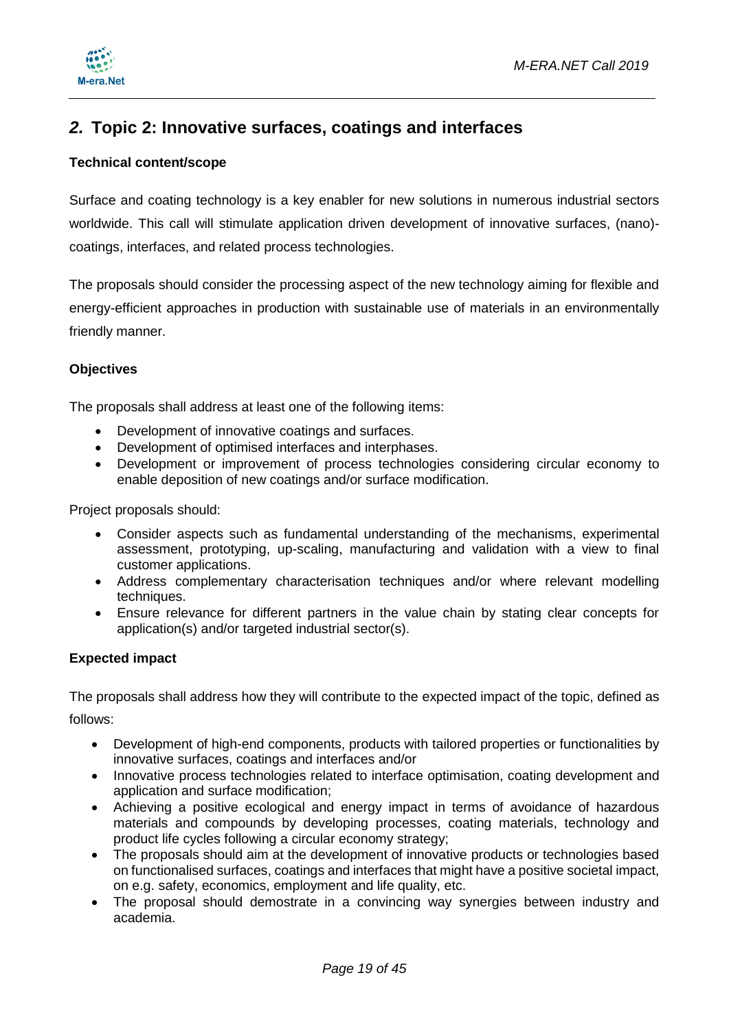## *2.* Topic 2: Innovative surfaces, coatings and interfaces

**Technical content/scope**

Surface and coating technology is a key enabler for new solutions in numerous industrial sectors worldwide. This call will stimulate application driven development of innovative surfaces, (nano)-coatings, interfaces, and related process technologies.

The proposals should consider the processing aspect of the new technology aiming for flexible and energy-efficient approaches in production with sustainable use of materials in an environmentally friendly manner.

**Objectives**

The proposals shall address at least one of the following items:

- Development of innovative coatings and surfaces.
- Development of optimised interfaces and interphases.
- Development or improvement of process technologies considering circular economy to enable deposition of new coatings and/or surface modification.

Project proposals should:

- Consider aspects such as fundamental understanding of the mechanisms, experimental assessment, prototyping, up-scaling, manufacturing and validation with a view to final customer applications.
- Address complementary characterisation techniques and/or where relevant modelling techniques.
- Ensure relevance for different partners in the value chain by stating clear concepts for application(s) and/or targeted industrial sector(s).

**Expected impact**

The proposals shall address how they will contribute to the expected impact of the topic, defined as follows:

- Development of high-end components, products with tailored properties or functionalities by innovative surfaces, coatings and interfaces and/or
- Innovative process technologies related to interface optimisation, coating development and application and surface modification;
- Achieving a positive ecological and energy impact in terms of avoidance of hazardous materials and compounds by developing processes, coating materials, technology and product life cycles following a circular economy strategy;
- The proposals should aim at the development of innovative products or technologies based on functionalised surfaces, coatings and interfaces that might have a positive societal impact, on e.g. safety, economics, employment and life quality, etc.
- The proposal should demostrate in a convincing way synergies between industry and academia.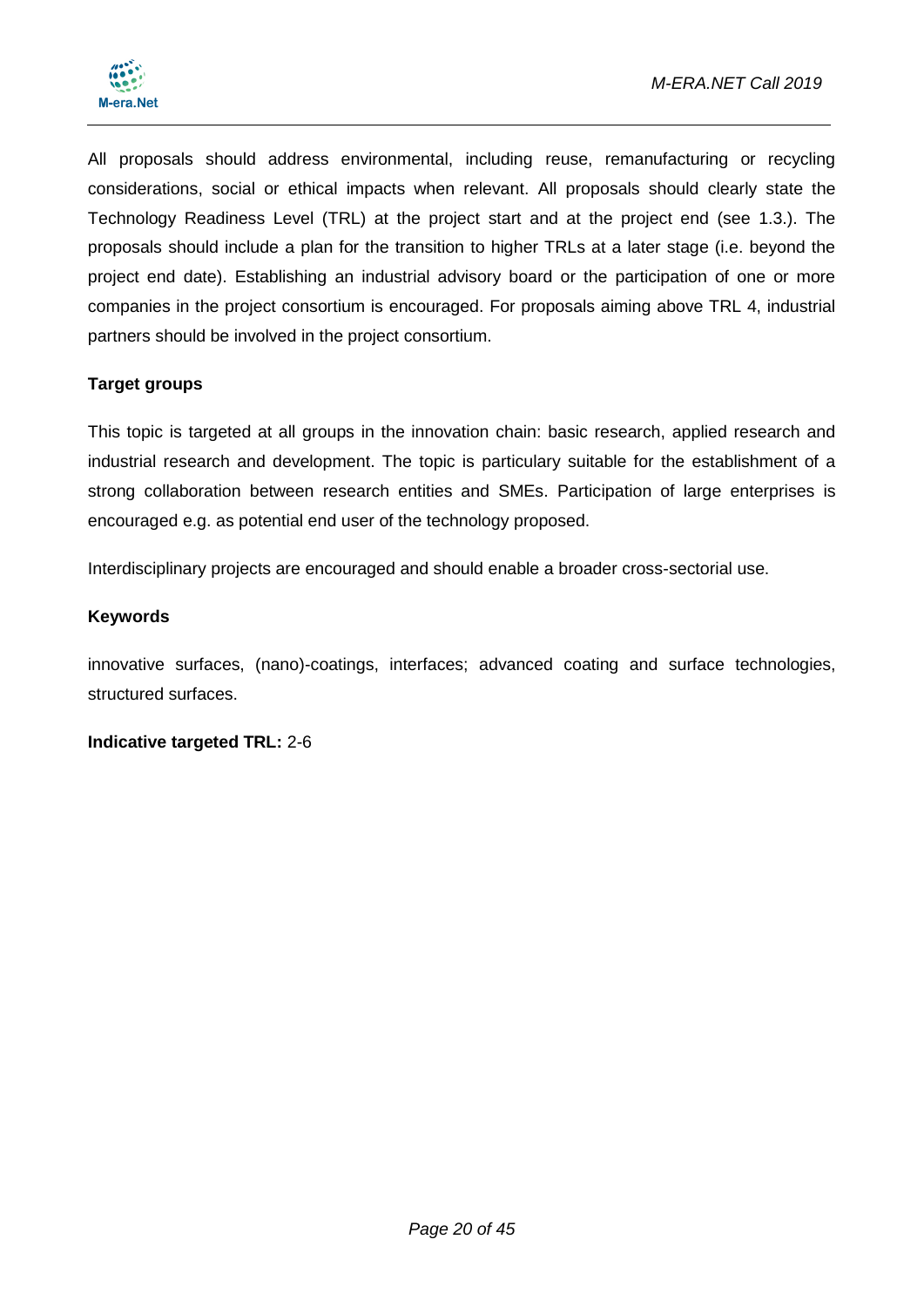All proposals should address environmental, including reuse, remanufacturing or recycling considerations, social or ethical impacts when relevant. All proposals should clearly state the Technology Readiness Level (TRL) at the project start and at the project end (see 1.3.). The proposals should include a plan for the transition to higher TRLs at a later stage (i.e. beyond the project end date). Establishing an industrial advisory board or the participation of one or more companies in the project consortium is encouraged. For proposals aiming above TRL 4, industrial partners should be involved in the project consortium.

**Target groups**

This topic is targeted at all groups in the innovation chain: basic research, applied research and industrial research and development. The topic is particulary suitable for the establishment of a strong collaboration between research entities and SMEs. Participation of large enterprises is encouraged e.g. as potential end user of the technology proposed.

Interdisciplinary projects are encouraged and should enable a broader cross-sectorial use.

**Keywords**

innovative surfaces, (nano)-coatings, interfaces; advanced coating and surface technologies, structured surfaces.

**Indicative targeted TRL:** 2-6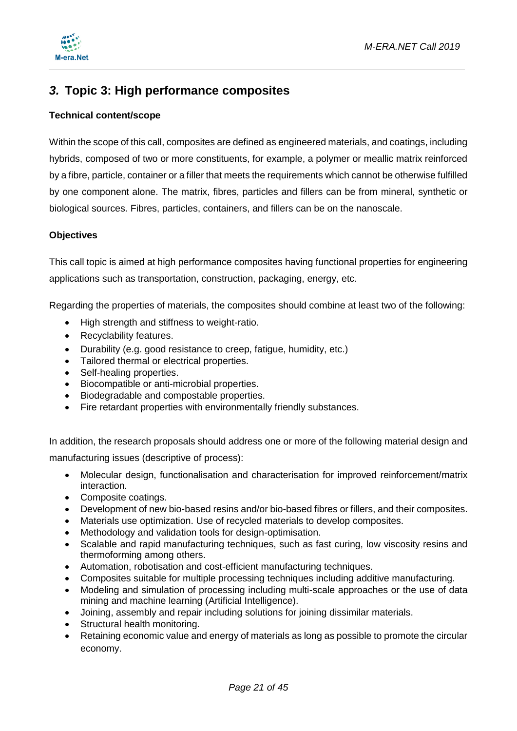## *3.* Topic 3: High performance composites

**Technical content/scope**

Within the scope of this call, composites are defined as engineered materials, and coatings, including hybrids, composed of two or more constituents, for example, a polymer or meallic matrix reinforced by a fibre, particle, container or a filler that meets the requirements which cannot be otherwise fulfilled by one component alone. The matrix, fibres, particles and fillers can be from mineral, synthetic or biological sources. Fibres, particles, containers, and fillers can be on the nanoscale.

**Objectives**

This call topic is aimed at high performance composites having functional properties for engineering applications such as transportation, construction, packaging, energy, etc.

Regarding the properties of materials, the composites should combine at least two of the following:

- High strength and stiffness to weight-ratio.
- Recyclability features.
- Durability (e.g. good resistance to creep, fatigue, humidity, etc.)
- Tailored thermal or electrical properties.
- Self-healing properties.
- Biocompatible or anti-microbial properties.
- Biodegradable and compostable properties.
- Fire retardant properties with environmentally friendly substances.

In addition, the research proposals should address one or more of the following material design and manufacturing issues (descriptive of process):

- Molecular design, functionalisation and characterisation for improved reinforcement/matrix interaction.
- Composite coatings.
- Development of new bio-based resins and/or bio-based fibres or fillers, and their composites.
- Materials use optimization. Use of recycled materials to develop composites.
- Methodology and validation tools for design-optimisation.
- Scalable and rapid manufacturing techniques, such as fast curing, low viscosity resins and thermoforming among others.
- Automation, robotisation and cost-efficient manufacturing techniques.
- Composites suitable for multiple processing techniques including additive manufacturing.
- Modeling and simulation of processing including multi-scale approaches or the use of data mining and machine learning (Artificial Intelligence).
- Joining, assembly and repair including solutions for joining dissimilar materials.
- Structural health monitoring.
- Retaining economic value and energy of materials as long as possible to promote the circular economy.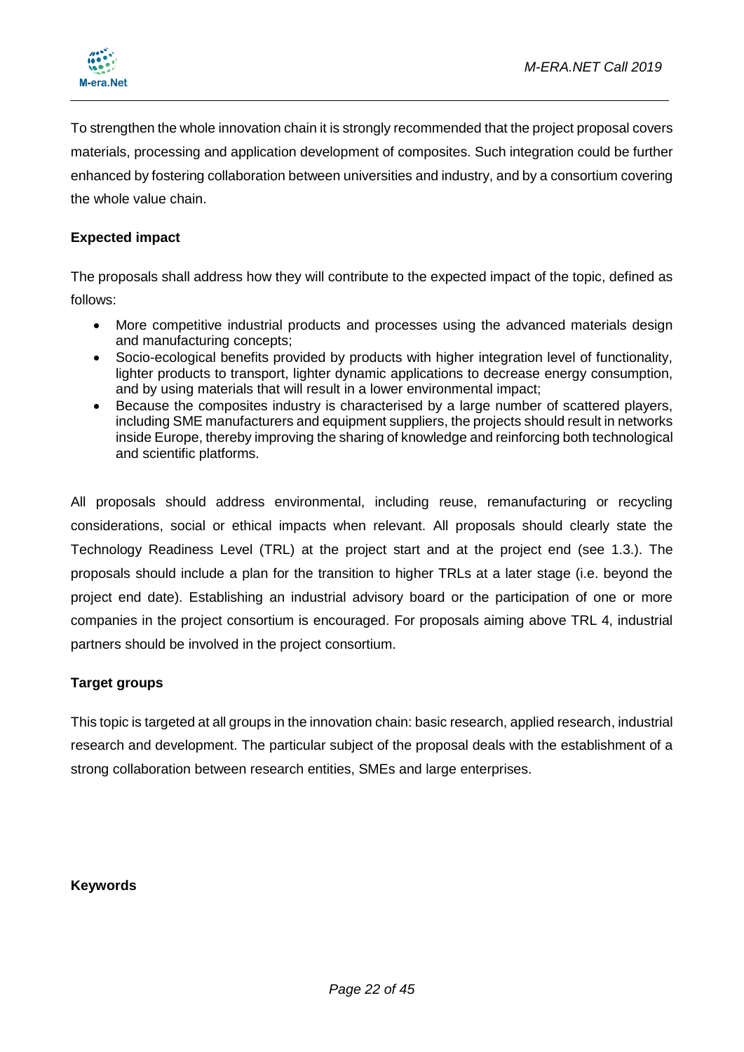To strengthen the whole innovation chain it is strongly recommended that the project proposal covers materials, processing and application development of composites. Such integration could be further enhanced by fostering collaboration between universities and industry, and by a consortium covering the whole value chain.

**Expected impact**

The proposals shall address how they will contribute to the expected impact of the topic, defined as follows:

- More competitive industrial products and processes using the advanced materials design and manufacturing concepts;
- Socio-ecological benefits provided by products with higher integration level of functionality, lighter products to transport, lighter dynamic applications to decrease energy consumption, and by using materials that will result in a lower environmental impact;
- Because the composites industry is characterised by a large number of scattered players, including SME manufacturers and equipment suppliers, the projects should result in networks inside Europe, thereby improving the sharing of knowledge and reinforcing both technological and scientific platforms.

All proposals should address environmental, including reuse, remanufacturing or recycling considerations, social or ethical impacts when relevant. All proposals should clearly state the Technology Readiness Level (TRL) at the project start and at the project end (see 1.3.). The proposals should include a plan for the transition to higher TRLs at a later stage (i.e. beyond the project end date). Establishing an industrial advisory board or the participation of one or more companies in the project consortium is encouraged. For proposals aiming above TRL 4, industrial partners should be involved in the project consortium.

**Target groups**

This topic is targeted at all groups in the innovation chain: basic research, applied research, industrial research and development. The particular subject of the proposal deals with the establishment of a strong collaboration between research entities, SMEs and large enterprises.

**Keywords**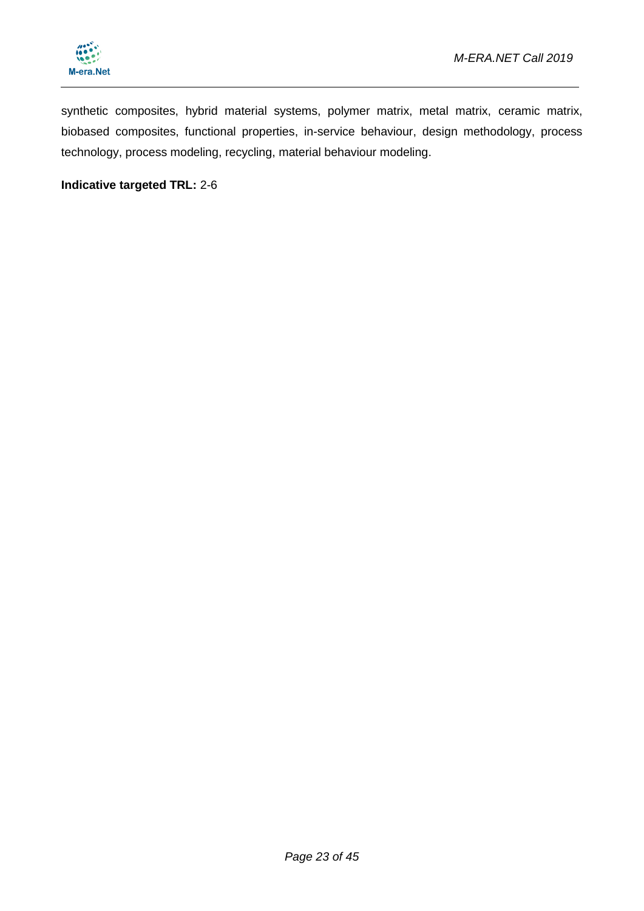synthetic composites, hybrid material systems, polymer matrix, metal matrix, ceramic matrix, biobased composites, functional properties, in-service behaviour, design methodology, process technology, process modeling, recycling, material behaviour modeling.

**Indicative targeted TRL:** 2-6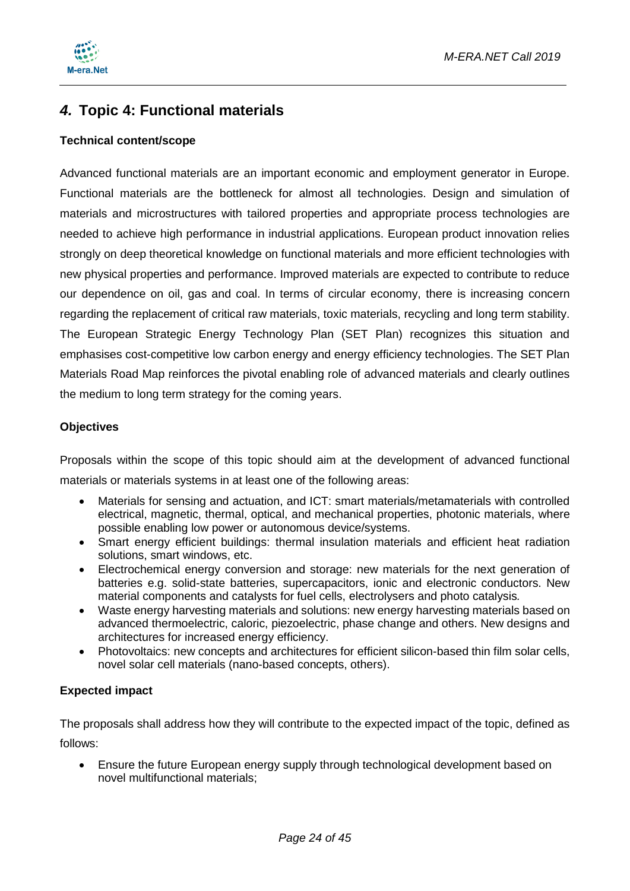# *4.* Topic 4: Functional materials

**Technical content/scope**

Advanced functional materials are an important economic and employment generator in Europe. Functional materials are the bottleneck for almost all technologies. Design and simulation of materials and microstructures with tailored properties and appropriate process technologies are needed to achieve high performance in industrial applications. European product innovation relies strongly on deep theoretical knowledge on functional materials and more efficient technologies with new physical properties and performance. Improved materials are expected to contribute to reduce our dependence on oil, gas and coal. In terms of circular economy, there is increasing concern regarding the replacement of critical raw materials, toxic materials, recycling and long term stability. The European Strategic Energy Technology Plan (SET Plan) recognizes this situation and emphasises cost-competitive low carbon energy and energy efficiency technologies. The SET Plan Materials Road Map reinforces the pivotal enabling role of advanced materials and clearly outlines the medium to long term strategy for the coming years.

**Objectives**

Proposals within the scope of this topic should aim at the development of advanced functional materials or materials systems in at least one of the following areas:

- Materials for sensing and actuation, and ICT: smart materials/metamaterials with controlled electrical, magnetic, thermal, optical, and mechanical properties, photonic materials, where possible enabling low power or autonomous device/systems.
- Smart energy efficient buildings: thermal insulation materials and efficient heat radiation solutions, smart windows, etc.
- Electrochemical energy conversion and storage: new materials for the next generation of batteries e.g. solid-state batteries, supercapacitors, ionic and electronic conductors. New material components and catalysts for fuel cells, electrolysers and photo catalysis.
- Waste energy harvesting materials and solutions: new energy harvesting materials based on advanced thermoelectric, caloric, piezoelectric, phase change and others. New designs and architectures for increased energy efficiency.
- Photovoltaics: new concepts and architectures for efficient silicon-based thin film solar cells, novel solar cell materials (nano-based concepts, others).

**Expected impact**

The proposals shall address how they will contribute to the expected impact of the topic, defined as follows:

- Ensure the future European energy supply through technological development based on novel multifunctional materials;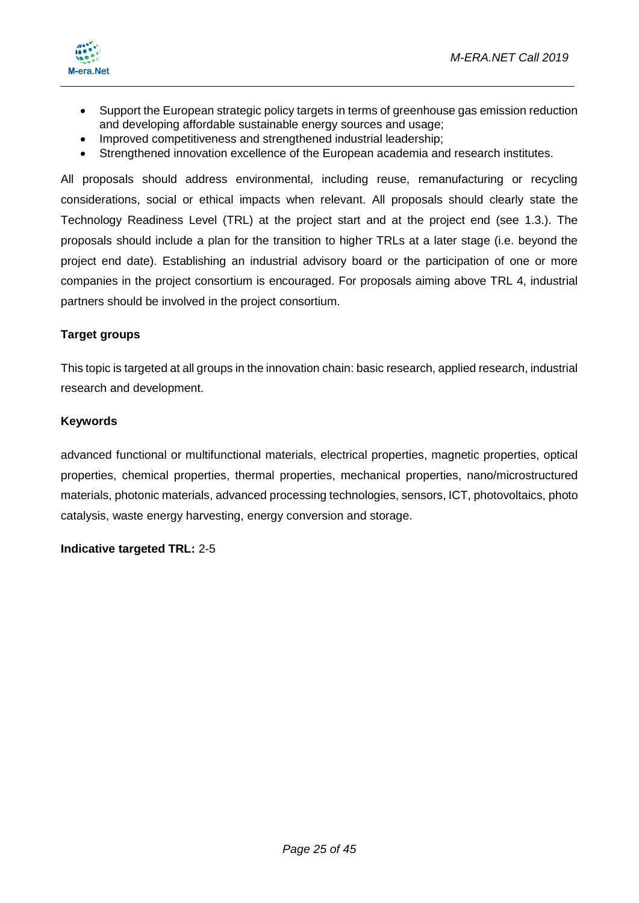- Support the European strategic policy targets in terms of greenhouse gas emission reduction and developing affordable sustainable energy sources and usage;
- Improved competitiveness and strengthened industrial leadership;
- Strengthened innovation excellence of the European academia and research institutes.

All proposals should address environmental, including reuse, remanufacturing or recycling considerations, social or ethical impacts when relevant. All proposals should clearly state the Technology Readiness Level (TRL) at the project start and at the project end (see 1.3.). The proposals should include a plan for the transition to higher TRLs at a later stage (i.e. beyond the project end date). Establishing an industrial advisory board or the participation of one or more companies in the project consortium is encouraged. For proposals aiming above TRL 4, industrial partners should be involved in the project consortium.

**Target groups**

This topic is targeted at all groups in the innovation chain: basic research, applied research, industrial research and development.

**Keywords**

advanced functional or multifunctional materials, electrical properties, magnetic properties, optical properties, chemical properties, thermal properties, mechanical properties, nano/microstructured materials, photonic materials, advanced processing technologies, sensors, ICT, photovoltaics, photo catalysis, waste energy harvesting, energy conversion and storage.

**Indicative targeted TRL:** 2-5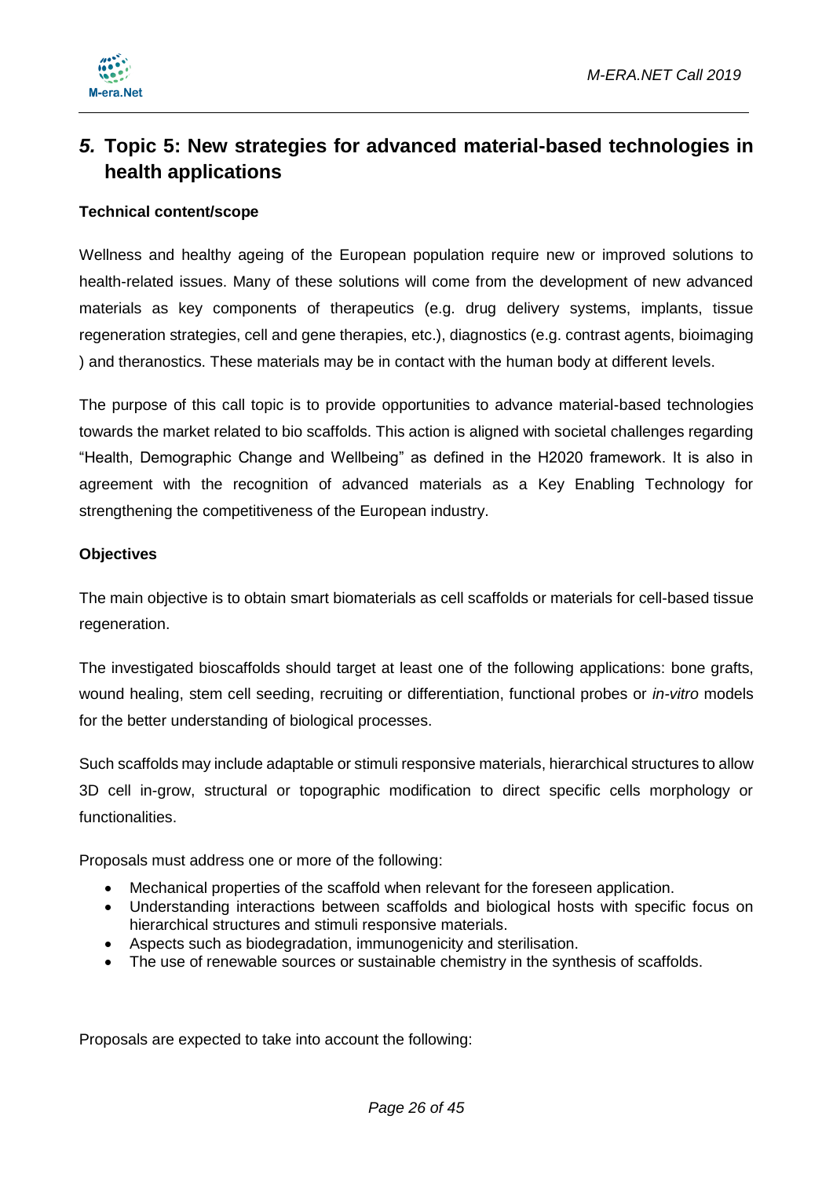## *5.* Topic 5: New strategies for advanced material-based technologies in health applications

**Technical content/scope**

Wellness and healthy ageing of the European population require new or improved solutions to health-related issues. Many of these solutions will come from the development of new advanced materials as key components of therapeutics (e.g. drug delivery systems, implants, tissue regeneration strategies, cell and gene therapies, etc.), diagnostics (e.g. contrast agents, bioimaging ) and theranostics. These materials may be in contact with the human body at different levels.

The purpose of this call topic is to provide opportunities to advance material-based technologies towards the market related to bio scaffolds. This action is aligned with societal challenges regarding "Health, Demographic Change and Wellbeing" as defined in the H2020 framework. It is also in agreement with the recognition of advanced materials as a Key Enabling Technology for strengthening the competitiveness of the European industry.

**Objectives**

The main objective is to obtain smart biomaterials as cell scaffolds or materials for cell-based tissue regeneration.

The investigated bioscaffolds should target at least one of the following applications: bone grafts, wound healing, stem cell seeding, recruiting or differentiation, functional probes or *in-vitro* models for the better understanding of biological processes.

Such scaffolds may include adaptable or stimuli responsive materials, hierarchical structures to allow 3D cell in-grow, structural or topographic modification to direct specific cells morphology or functionalities.

Proposals must address one or more of the following:

- Mechanical properties of the scaffold when relevant for the foreseen application.
- Understanding interactions between scaffolds and biological hosts with specific focus on hierarchical structures and stimuli responsive materials.
- Aspects such as biodegradation, immunogenicity and sterilisation.
- The use of renewable sources or sustainable chemistry in the synthesis of scaffolds.

Proposals are expected to take into account the following: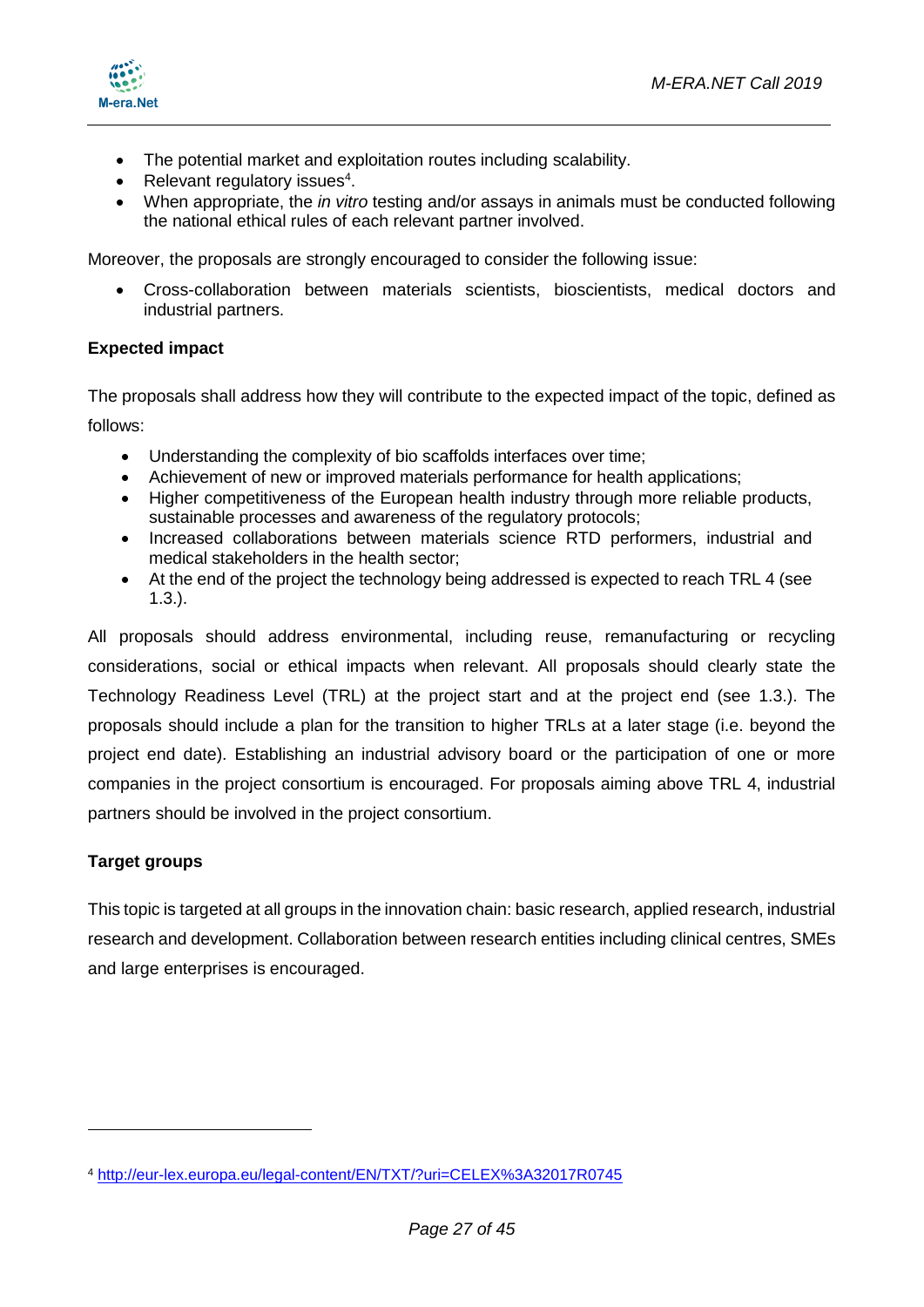- The potential market and exploitation routes including scalability.
- Relevant regulatory issues[4].
- When appropriate, the *in vitro* testing and/or assays in animals must be conducted following the national ethical rules of each relevant partner involved.

Moreover, the proposals are strongly encouraged to consider the following issue:

- Cross-collaboration between materials scientists, bioscientists, medical doctors and industrial partners.

**Expected impact**

The proposals shall address how they will contribute to the expected impact of the topic, defined as follows:

- Understanding the complexity of bio scaffolds interfaces over time;
- Achievement of new or improved materials performance for health applications;
- Higher competitiveness of the European health industry through more reliable products, sustainable processes and awareness of the regulatory protocols;
- Increased collaborations between materials science RTD performers, industrial and medical stakeholders in the health sector;
- At the end of the project the technology being addressed is expected to reach TRL 4 (see 1.3.).

All proposals should address environmental, including reuse, remanufacturing or recycling considerations, social or ethical impacts when relevant. All proposals should clearly state the Technology Readiness Level (TRL) at the project start and at the project end (see 1.3.). The proposals should include a plan for the transition to higher TRLs at a later stage (i.e. beyond the project end date). Establishing an industrial advisory board or the participation of one or more companies in the project consortium is encouraged. For proposals aiming above TRL 4, industrial partners should be involved in the project consortium.

**Target groups**

This topic is targeted at all groups in the innovation chain: basic research, applied research, industrial research and development. Collaboration between research entities including clinical centres, SMEs and large enterprises is encouraged.

---

[4] http://eur-lex.europa.eu/legal-content/EN/TXT/?uri=CELEX%3A32017R0745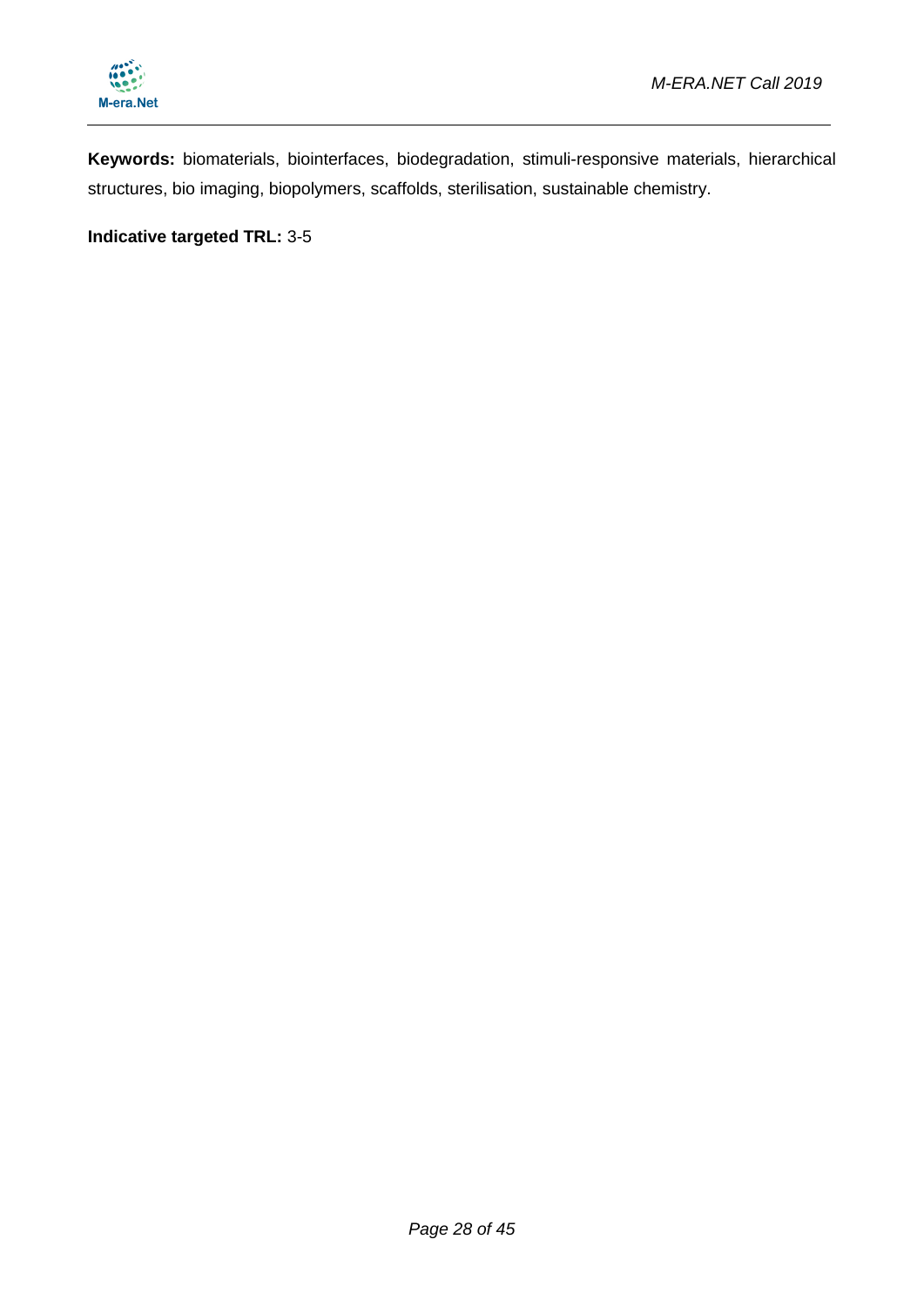**Keywords:** biomaterials, biointerfaces, biodegradation, stimuli-responsive materials, hierarchical structures, bio imaging, biopolymers, scaffolds, sterilisation, sustainable chemistry.

**Indicative targeted TRL:** 3-5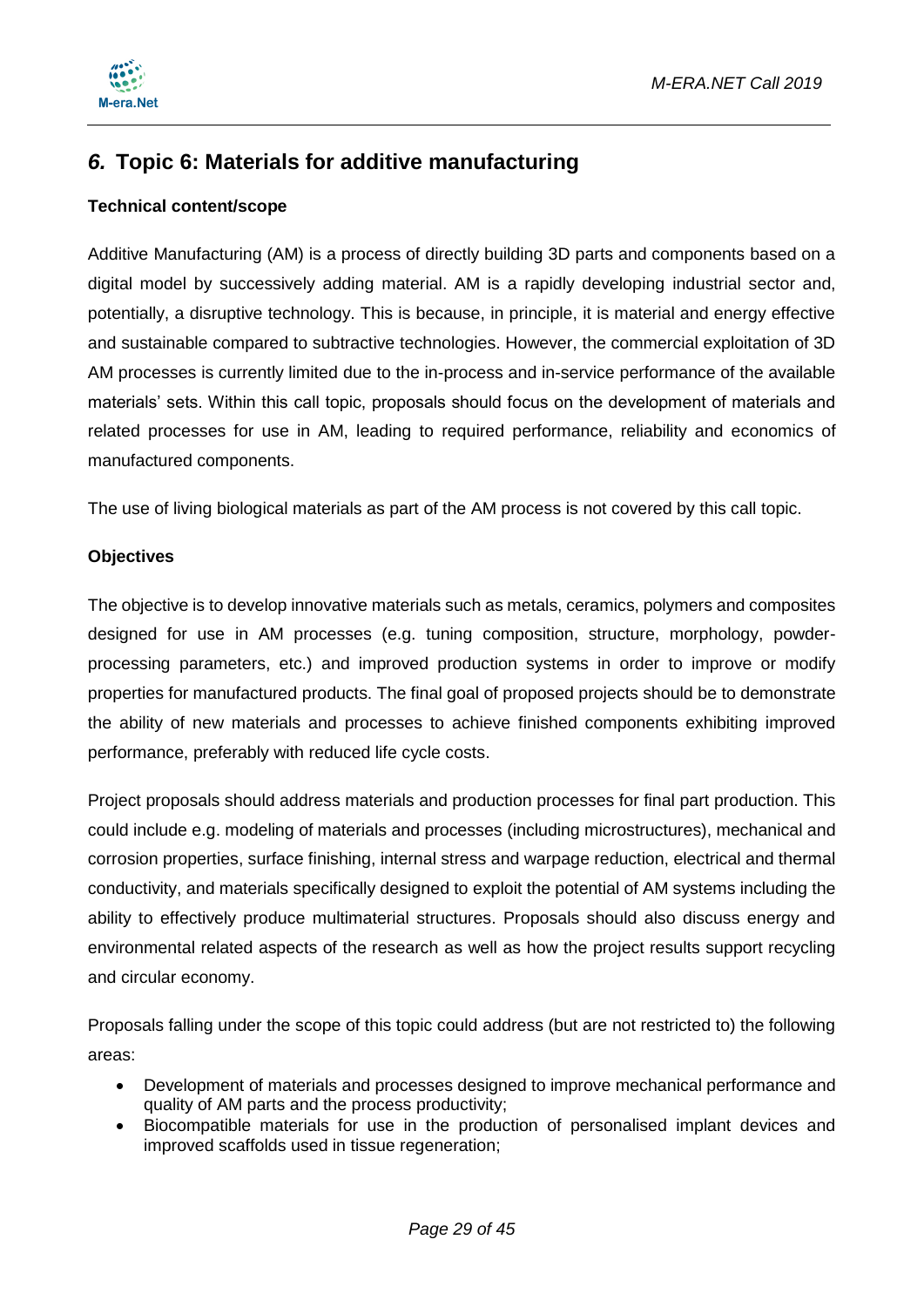## *6.* Topic 6: Materials for additive manufacturing

**Technical content/scope**

Additive Manufacturing (AM) is a process of directly building 3D parts and components based on a digital model by successively adding material. AM is a rapidly developing industrial sector and, potentially, a disruptive technology. This is because, in principle, it is material and energy effective and sustainable compared to subtractive technologies. However, the commercial exploitation of 3D AM processes is currently limited due to the in-process and in-service performance of the available materials' sets. Within this call topic, proposals should focus on the development of materials and related processes for use in AM, leading to required performance, reliability and economics of manufactured components.

The use of living biological materials as part of the AM process is not covered by this call topic.

**Objectives**

The objective is to develop innovative materials such as metals, ceramics, polymers and composites designed for use in AM processes (e.g. tuning composition, structure, morphology, powder-processing parameters, etc.) and improved production systems in order to improve or modify properties for manufactured products. The final goal of proposed projects should be to demonstrate the ability of new materials and processes to achieve finished components exhibiting improved performance, preferably with reduced life cycle costs.

Project proposals should address materials and production processes for final part production. This could include e.g. modeling of materials and processes (including microstructures), mechanical and corrosion properties, surface finishing, internal stress and warpage reduction, electrical and thermal conductivity, and materials specifically designed to exploit the potential of AM systems including the ability to effectively produce multimaterial structures. Proposals should also discuss energy and environmental related aspects of the research as well as how the project results support recycling and circular economy.

Proposals falling under the scope of this topic could address (but are not restricted to) the following areas:

- Development of materials and processes designed to improve mechanical performance and quality of AM parts and the process productivity;
- Biocompatible materials for use in the production of personalised implant devices and improved scaffolds used in tissue regeneration;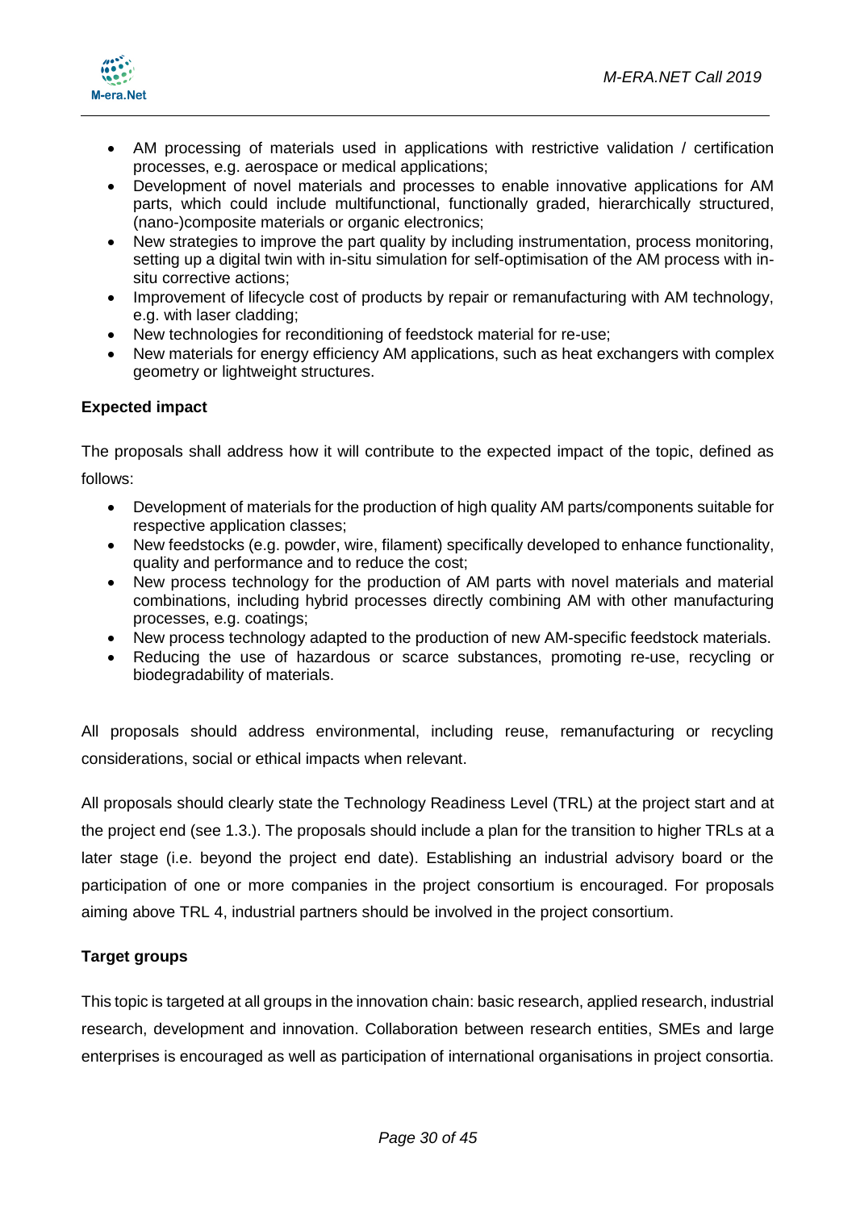- AM processing of materials used in applications with restrictive validation / certification processes, e.g. aerospace or medical applications;
- Development of novel materials and processes to enable innovative applications for AM parts, which could include multifunctional, functionally graded, hierarchically structured, (nano-)composite materials or organic electronics;
- New strategies to improve the part quality by including instrumentation, process monitoring, setting up a digital twin with in-situ simulation for self-optimisation of the AM process with in-situ corrective actions;
- Improvement of lifecycle cost of products by repair or remanufacturing with AM technology, e.g. with laser cladding;
- New technologies for reconditioning of feedstock material for re-use;
- New materials for energy efficiency AM applications, such as heat exchangers with complex geometry or lightweight structures.

**Expected impact**

The proposals shall address how it will contribute to the expected impact of the topic, defined as follows:

- Development of materials for the production of high quality AM parts/components suitable for respective application classes;
- New feedstocks (e.g. powder, wire, filament) specifically developed to enhance functionality, quality and performance and to reduce the cost;
- New process technology for the production of AM parts with novel materials and material combinations, including hybrid processes directly combining AM with other manufacturing processes, e.g. coatings;
- New process technology adapted to the production of new AM-specific feedstock materials.
- Reducing the use of hazardous or scarce substances, promoting re-use, recycling or biodegradability of materials.

All proposals should address environmental, including reuse, remanufacturing or recycling considerations, social or ethical impacts when relevant.

All proposals should clearly state the Technology Readiness Level (TRL) at the project start and at the project end (see 1.3.). The proposals should include a plan for the transition to higher TRLs at a later stage (i.e. beyond the project end date). Establishing an industrial advisory board or the participation of one or more companies in the project consortium is encouraged. For proposals aiming above TRL 4, industrial partners should be involved in the project consortium.

**Target groups**

This topic is targeted at all groups in the innovation chain: basic research, applied research, industrial research, development and innovation. Collaboration between research entities, SMEs and large enterprises is encouraged as well as participation of international organisations in project consortia.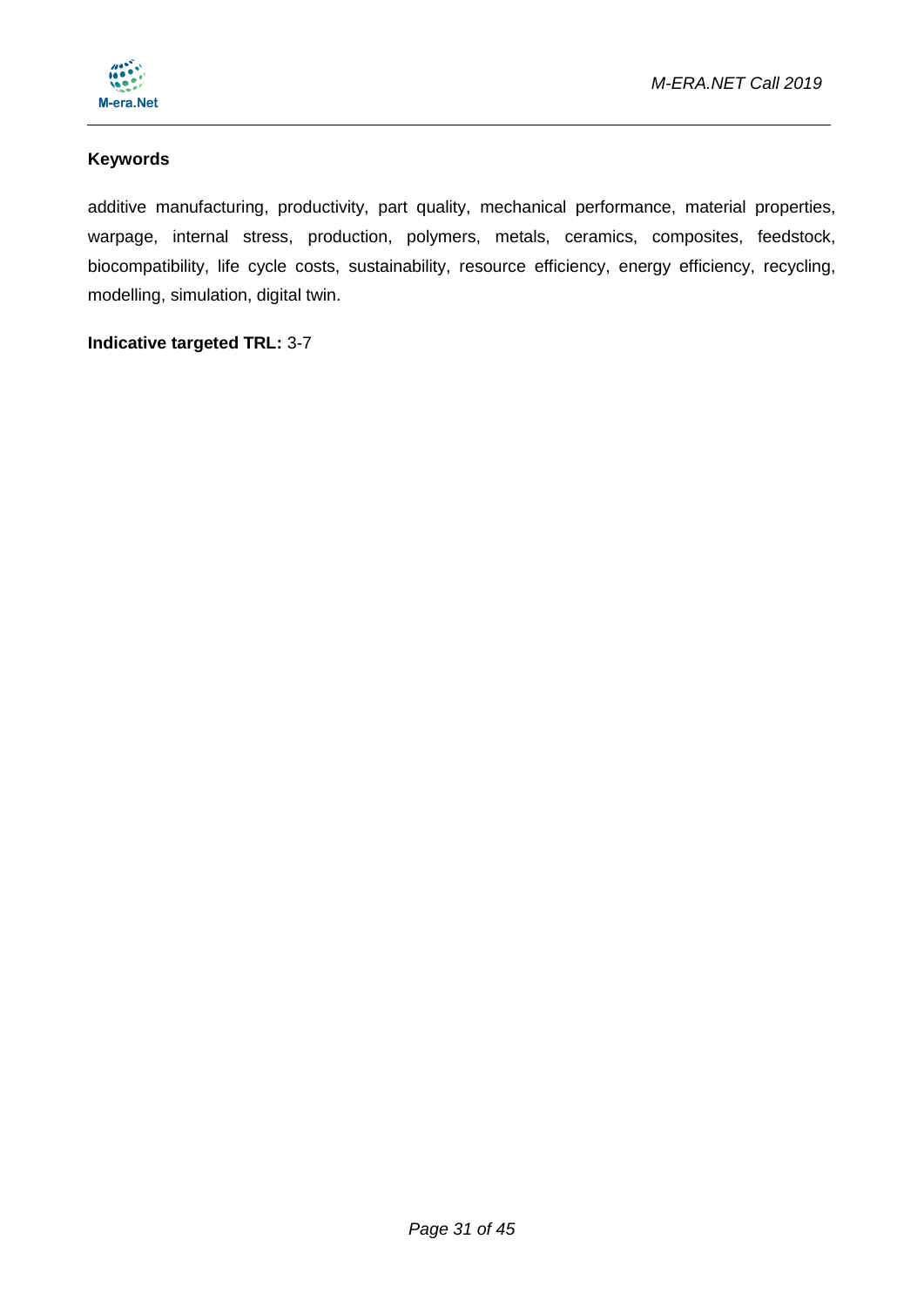**Keywords**

additive manufacturing, productivity, part quality, mechanical performance, material properties, warpage, internal stress, production, polymers, metals, ceramics, composites, feedstock, biocompatibility, life cycle costs, sustainability, resource efficiency, energy efficiency, recycling, modelling, simulation, digital twin.

**Indicative targeted TRL:** 3-7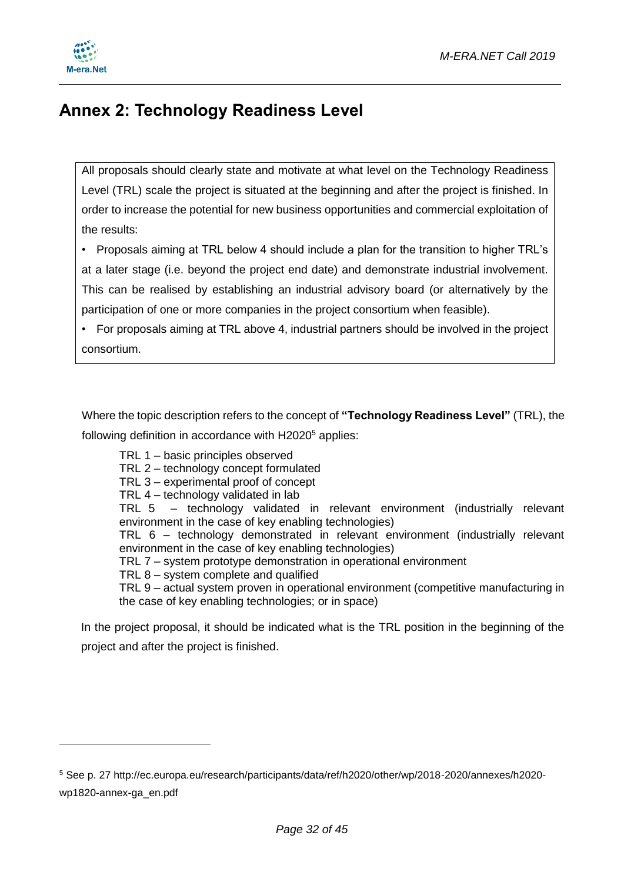# Annex 2: Technology Readiness Level

All proposals should clearly state and motivate at what level on the Technology Readiness Level (TRL) scale the project is situated at the beginning and after the project is finished. In order to increase the potential for new business opportunities and commercial exploitation of the results:

- Proposals aiming at TRL below 4 should include a plan for the transition to higher TRL's at a later stage (i.e. beyond the project end date) and demonstrate industrial involvement. This can be realised by establishing an industrial advisory board (or alternatively by the participation of one or more companies in the project consortium when feasible).
- For proposals aiming at TRL above 4, industrial partners should be involved in the project consortium.

Where the topic description refers to the concept of **"Technology Readiness Level"** (TRL), the following definition in accordance with H2020[5] applies:

TRL 1 – basic principles observed
TRL 2 – technology concept formulated
TRL 3 – experimental proof of concept
TRL 4 – technology validated in lab
TRL 5 – technology validated in relevant environment (industrially relevant environment in the case of key enabling technologies)
TRL 6 – technology demonstrated in relevant environment (industrially relevant environment in the case of key enabling technologies)
TRL 7 – system prototype demonstration in operational environment
TRL 8 – system complete and qualified
TRL 9 – actual system proven in operational environment (competitive manufacturing in the case of key enabling technologies; or in space)

In the project proposal, it should be indicated what is the TRL position in the beginning of the project and after the project is finished.

---

[5] See p. 27 http://ec.europa.eu/research/participants/data/ref/h2020/other/wp/2018-2020/annexes/h2020-wp1820-annex-ga_en.pdf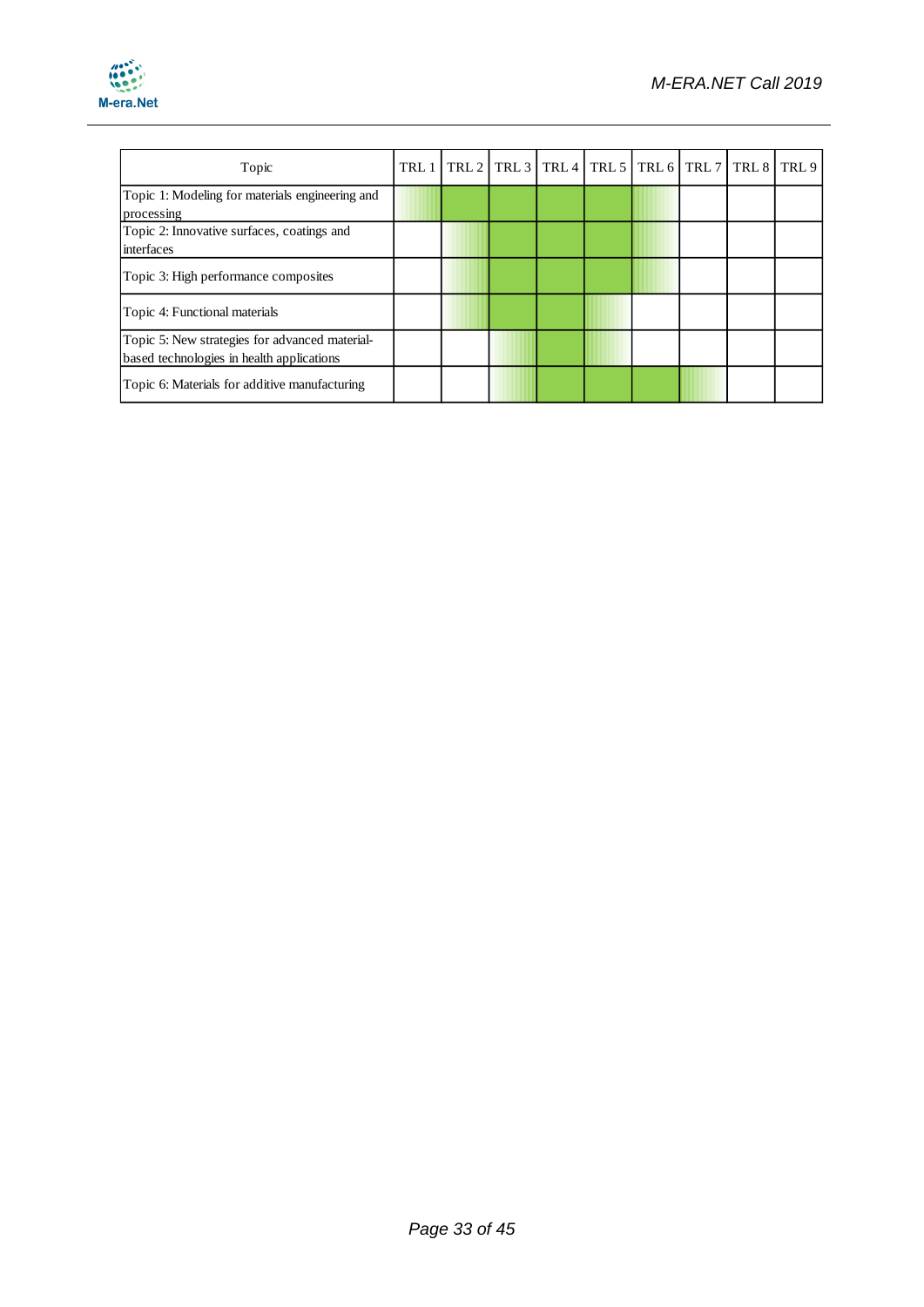| Topic | TRL 1 | TRL 2 | TRL 3 | TRL 4 | TRL 5 | TRL 6 | TRL 7 | TRL 8 | TRL 9 |
|---|---|---|---|---|---|---|---|---|---|
| Topic 1: Modeling for materials engineering and processing | | | | | | | | | |
| Topic 2: Innovative surfaces, coatings and interfaces | | | | | | | | | |
| Topic 3: High performance composites | | | | | | | | | |
| Topic 4: Functional materials | | | | | | | | | |
| Topic 5: New strategies for advanced material-based technologies in health applications | | | | | | | | | |
| Topic 6: Materials for additive manufacturing | | | | | | | | | |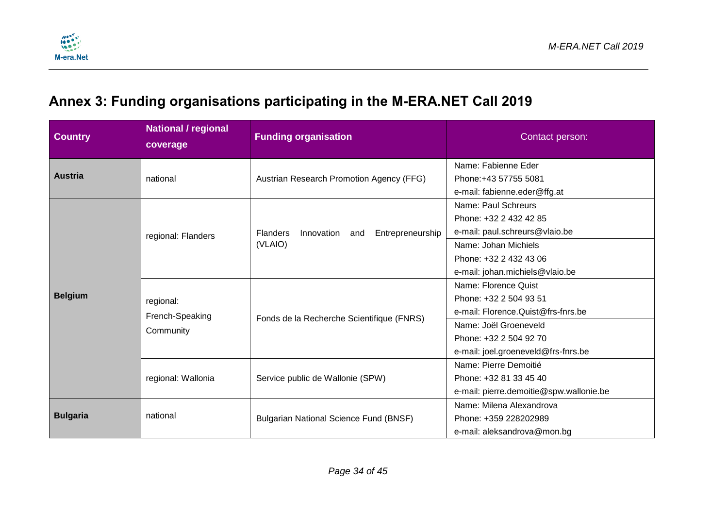## Annex 3: Funding organisations participating in the M-ERA.NET Call 2019

| Country | National / regional coverage | Funding organisation | Contact person: |
|---|---|---|---|
| **Austria** | national | Austrian Research Promotion Agency (FFG) | Name: Fabienne Eder<br>Phone:+43 57755 5081<br>e-mail: fabienne.eder@ffg.at |
| **Belgium** | regional: Flanders | Flanders Innovation and Entrepreneurship (VLAIO) | Name: Paul Schreurs<br>Phone: +32 2 432 42 85<br>e-mail: paul.schreurs@vlaio.be |
| | | | Name: Johan Michiels<br>Phone: +32 2 432 43 06<br>e-mail: johan.michiels@vlaio.be |
| | regional: French-Speaking Community | Fonds de la Recherche Scientifique (FNRS) | Name: Florence Quist<br>Phone: +32 2 504 93 51<br>e-mail: Florence.Quist@frs-fnrs.be |
| | | | Name: Joël Groeneveld<br>Phone: +32 2 504 92 70<br>e-mail: joel.groeneveld@frs-fnrs.be |
| | regional: Wallonia | Service public de Wallonie (SPW) | Name: Pierre Demoitié<br>Phone: +32 81 33 45 40<br>e-mail: pierre.demoitie@spw.wallonie.be |
| **Bulgaria** | national | Bulgarian National Science Fund (BNSF) | Name: Milena Alexandrova<br>Phone: +359 228202989<br>e-mail: aleksandrova@mon.bg |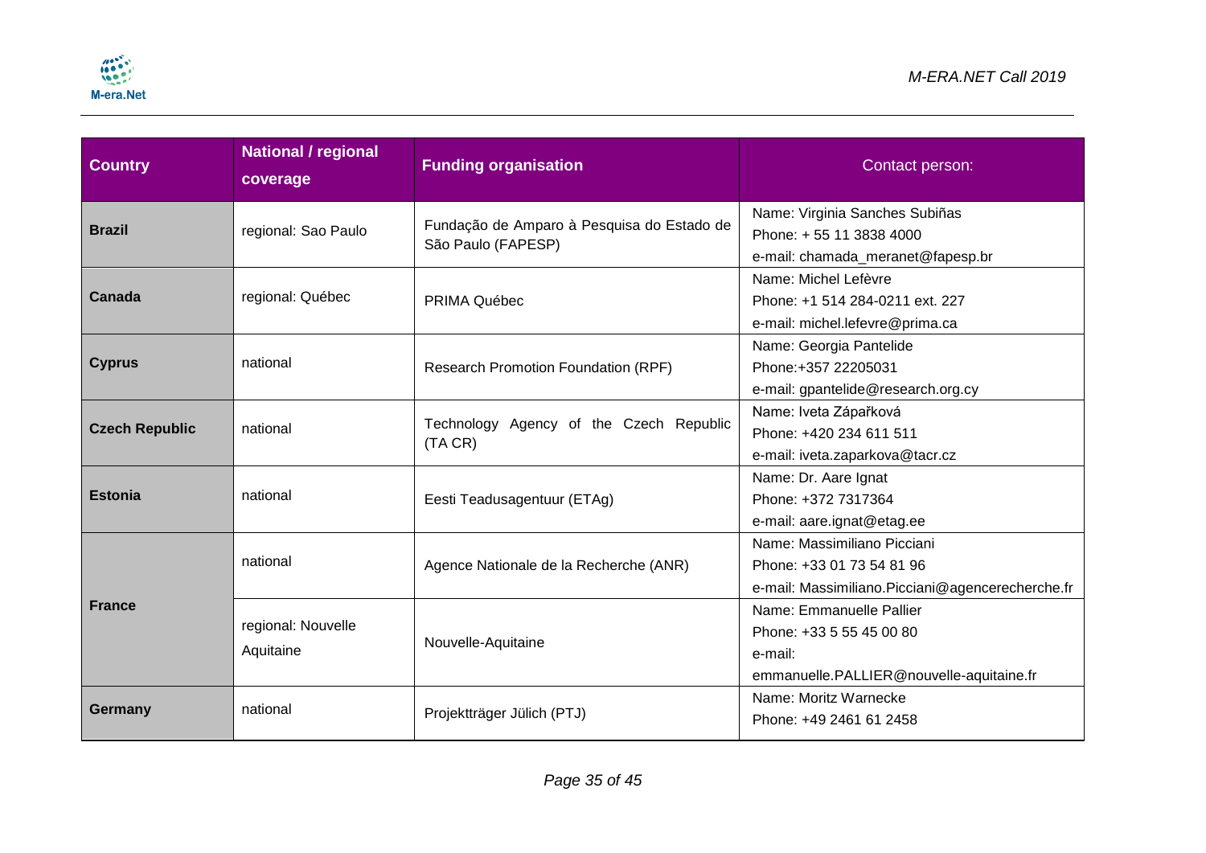| Country | National / regional coverage | Funding organisation | Contact person: |
|---|---|---|---|
| **Brazil** | regional: Sao Paulo | Fundação de Amparo à Pesquisa do Estado de São Paulo (FAPESP) | Name: Virginia Sanches Subiñas<br>Phone: + 55 11 3838 4000<br>e-mail: chamada_meranet@fapesp.br |
| **Canada** | regional: Québec | PRIMA Québec | Name: Michel Lefèvre<br>Phone: +1 514 284-0211 ext. 227<br>e-mail: michel.lefevre@prima.ca |
| **Cyprus** | national | Research Promotion Foundation (RPF) | Name: Georgia Pantelide<br>Phone:+357 22205031<br>e-mail: gpantelide@research.org.cy |
| **Czech Republic** | national | Technology Agency of the Czech Republic (TA CR) | Name: Iveta Zápařková<br>Phone: +420 234 611 511<br>e-mail: iveta.zaparkova@tacr.cz |
| **Estonia** | national | Eesti Teadusagentuur (ETAg) | Name: Dr. Aare Ignat<br>Phone: +372 7317364<br>e-mail: aare.ignat@etag.ee |
| **France** | national | Agence Nationale de la Recherche (ANR) | Name: Massimiliano Picciani<br>Phone: +33 01 73 54 81 96<br>e-mail: Massimiliano.Picciani@agencerecherche.fr |
| | regional: Nouvelle Aquitaine | Nouvelle-Aquitaine | Name: Emmanuelle Pallier<br>Phone: +33 5 55 45 00 80<br>e-mail:<br>emmanuelle.PALLIER@nouvelle-aquitaine.fr |
| **Germany** | national | Projektträger Jülich (PTJ) | Name: Moritz Warnecke<br>Phone: +49 2461 61 2458 |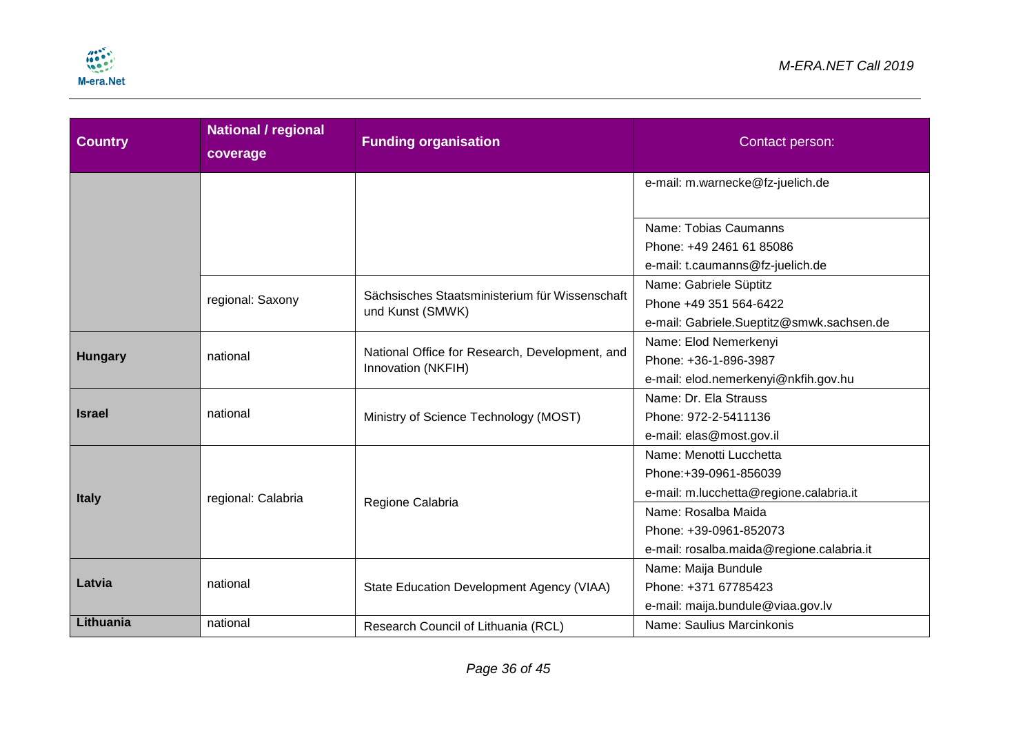| Country | National / regional coverage | Funding organisation | Contact person: |
|---|---|---|---|
| | | | e-mail: m.warnecke@fz-juelich.de |
| | | | Name: Tobias Caumanns<br>Phone: +49 2461 61 85086<br>e-mail: t.caumanns@fz-juelich.de |
| | regional: Saxony | Sächsisches Staatsministerium für Wissenschaft und Kunst (SMWK) | Name: Gabriele Süptitz<br>Phone +49 351 564-6422<br>e-mail: Gabriele.Sueptitz@smwk.sachsen.de |
| **Hungary** | national | National Office for Research, Development, and Innovation (NKFIH) | Name: Elod Nemerkenyi<br>Phone: +36-1-896-3987<br>e-mail: elod.nemerkenyi@nkfih.gov.hu |
| **Israel** | national | Ministry of Science Technology (MOST) | Name: Dr. Ela Strauss<br>Phone: 972-2-5411136<br>e-mail: elas@most.gov.il |
| **Italy** | regional: Calabria | Regione Calabria | Name: Menotti Lucchetta<br>Phone:+39-0961-856039<br>e-mail: m.lucchetta@regione.calabria.it |
| | | | Name: Rosalba Maida<br>Phone: +39-0961-852073<br>e-mail: rosalba.maida@regione.calabria.it |
| **Latvia** | national | State Education Development Agency (VIAA) | Name: Maija Bundule<br>Phone: +371 67785423<br>e-mail: maija.bundule@viaa.gov.lv |
| **Lithuania** | national | Research Council of Lithuania (RCL) | Name: Saulius Marcinkonis |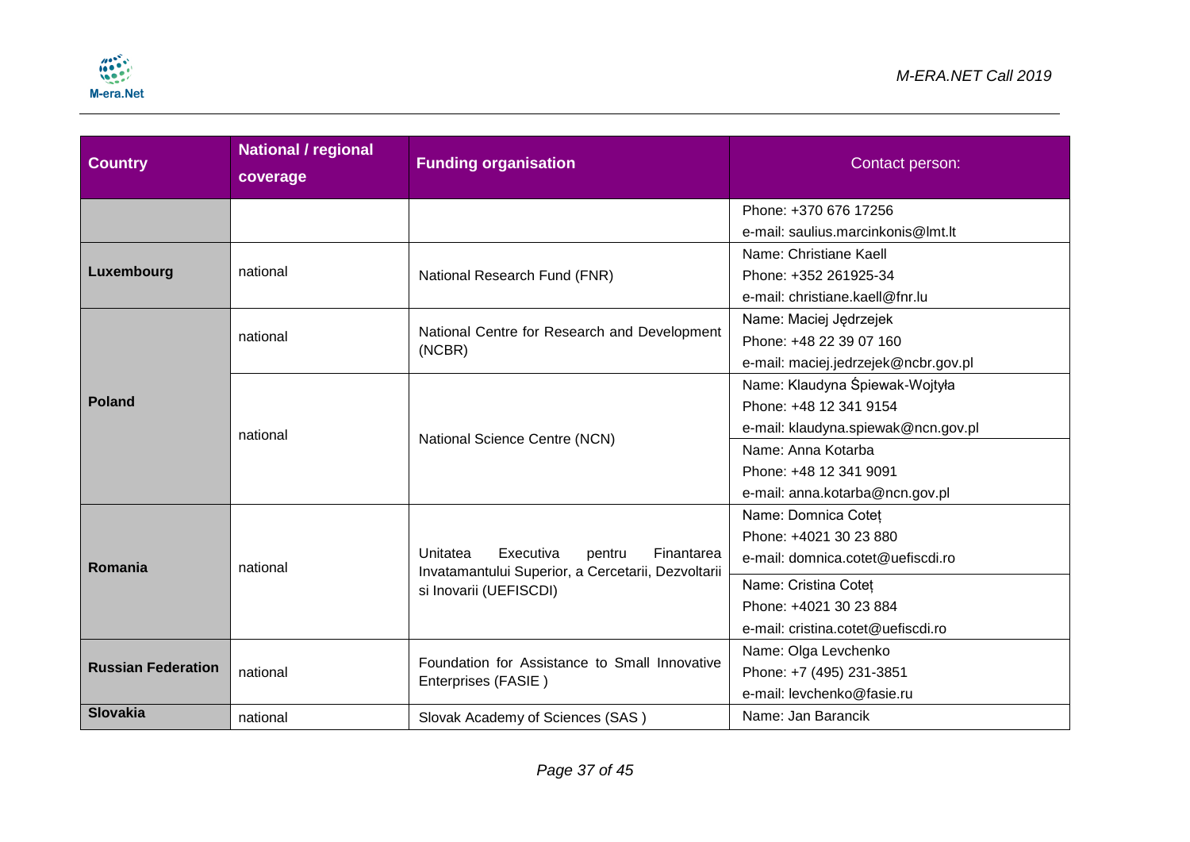| Country | National / regional coverage | Funding organisation | Contact person: |
|---|---|---|---|
| | | | Phone: +370 676 17256<br>e-mail: saulius.marcinkonis@lmt.lt |
| **Luxembourg** | national | National Research Fund (FNR) | Name: Christiane Kaell<br>Phone: +352 261925-34<br>e-mail: christiane.kaell@fnr.lu |
| **Poland** | national | National Centre for Research and Development (NCBR) | Name: Maciej Jędrzejek<br>Phone: +48 22 39 07 160<br>e-mail: maciej.jedrzejek@ncbr.gov.pl |
| | national | National Science Centre (NCN) | Name: Klaudyna Śpiewak-Wojtyła<br>Phone: +48 12 341 9154<br>e-mail: klaudyna.spiewak@ncn.gov.pl |
| | | | Name: Anna Kotarba<br>Phone: +48 12 341 9091<br>e-mail: anna.kotarba@ncn.gov.pl |
| **Romania** | national | Unitatea Executiva pentru Finantarea Invatamantului Superior, a Cercetarii, Dezvoltarii si Inovarii (UEFISCDI) | Name: Domnica Coteț<br>Phone: +4021 30 23 880<br>e-mail: domnica.cotet@uefiscdi.ro |
| | | | Name: Cristina Coteț<br>Phone: +4021 30 23 884<br>e-mail: cristina.cotet@uefiscdi.ro |
| **Russian Federation** | national | Foundation for Assistance to Small Innovative Enterprises (FASIE ) | Name: Olga Levchenko<br>Phone: +7 (495) 231-3851<br>e-mail: levchenko@fasie.ru |
| **Slovakia** | national | Slovak Academy of Sciences (SAS ) | Name: Jan Barancik |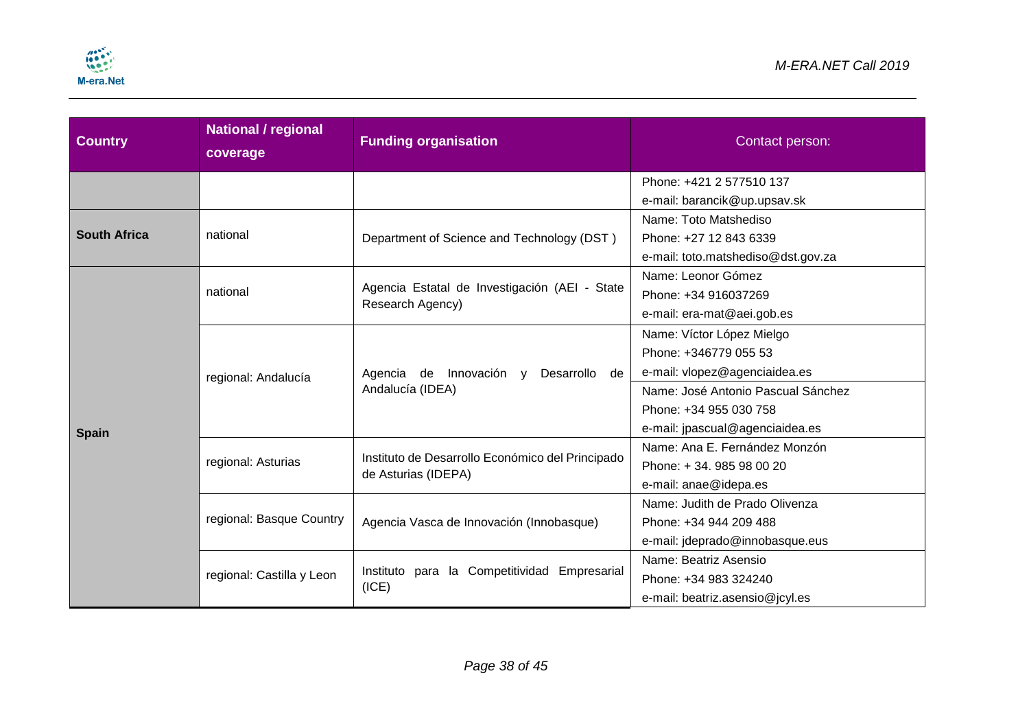| Country | National / regional coverage | Funding organisation | Contact person: |
|---|---|---|---|
| | | | Phone: +421 2 577510 137<br>e-mail: barancik@up.upsav.sk |
| **South Africa** | national | Department of Science and Technology (DST ) | Name: Toto Matshediso<br>Phone: +27 12 843 6339<br>e-mail: toto.matshediso@dst.gov.za |
| **Spain** | national | Agencia Estatal de Investigación (AEI - State Research Agency) | Name: Leonor Gómez<br>Phone: +34 916037269<br>e-mail: era-mat@aei.gob.es |
| | regional: Andalucía | Agencia de Innovación y Desarrollo de Andalucía (IDEA) | Name: Víctor López Mielgo<br>Phone: +346779 055 53<br>e-mail: vlopez@agenciaidea.es<br>Name: José Antonio Pascual Sánchez<br>Phone: +34 955 030 758<br>e-mail: jpascual@agenciaidea.es |
| | regional: Asturias | Instituto de Desarrollo Económico del Principado de Asturias (IDEPA) | Name: Ana E. Fernández Monzón<br>Phone: + 34. 985 98 00 20<br>e-mail: anae@idepa.es |
| | regional: Basque Country | Agencia Vasca de Innovación (Innobasque) | Name: Judith de Prado Olivenza<br>Phone: +34 944 209 488<br>e-mail: jdeprado@innobasque.eus |
| | regional: Castilla y Leon | Instituto para la Competitividad Empresarial (ICE) | Name: Beatriz Asensio<br>Phone: +34 983 324240<br>e-mail: beatriz.asensio@jcyl.es |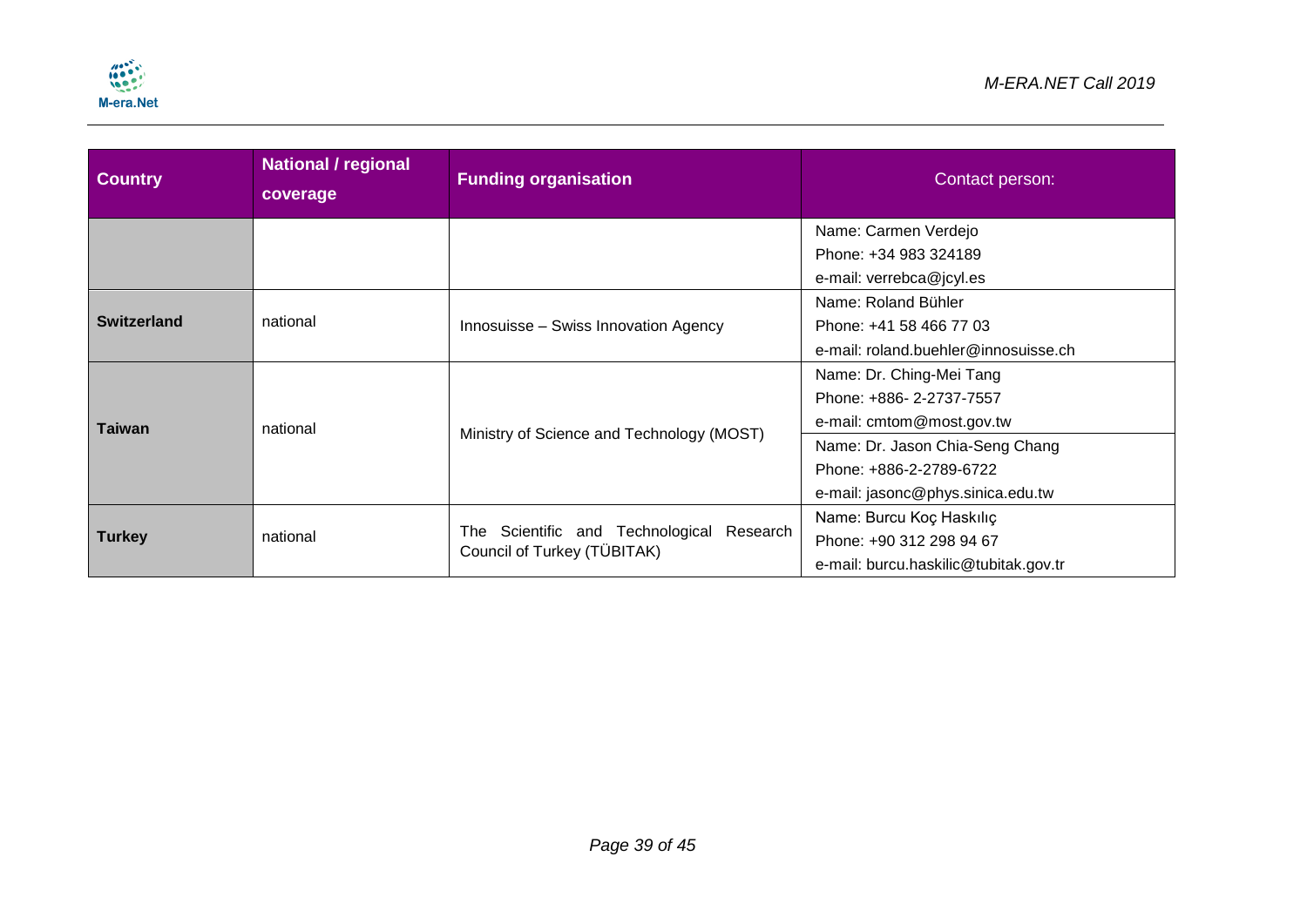| Country | National / regional coverage | Funding organisation | Contact person: |
|---|---|---|---|
| | | | Name: Carmen Verdejo<br>Phone: +34 983 324189<br>e-mail: verrebca@jcyl.es |
| **Switzerland** | national | Innosuisse – Swiss Innovation Agency | Name: Roland Bühler<br>Phone: +41 58 466 77 03<br>e-mail: roland.buehler@innosuisse.ch |
| **Taiwan** | national | Ministry of Science and Technology (MOST) | Name: Dr. Ching-Mei Tang<br>Phone: +886- 2-2737-7557<br>e-mail: cmtom@most.gov.tw |
| | | | Name: Dr. Jason Chia-Seng Chang<br>Phone: +886-2-2789-6722<br>e-mail: jasonc@phys.sinica.edu.tw |
| **Turkey** | national | The Scientific and Technological Research Council of Turkey (TÜBITAK) | Name: Burcu Koç Haskılıç<br>Phone: +90 312 298 94 67<br>e-mail: burcu.haskilic@tubitak.gov.tr |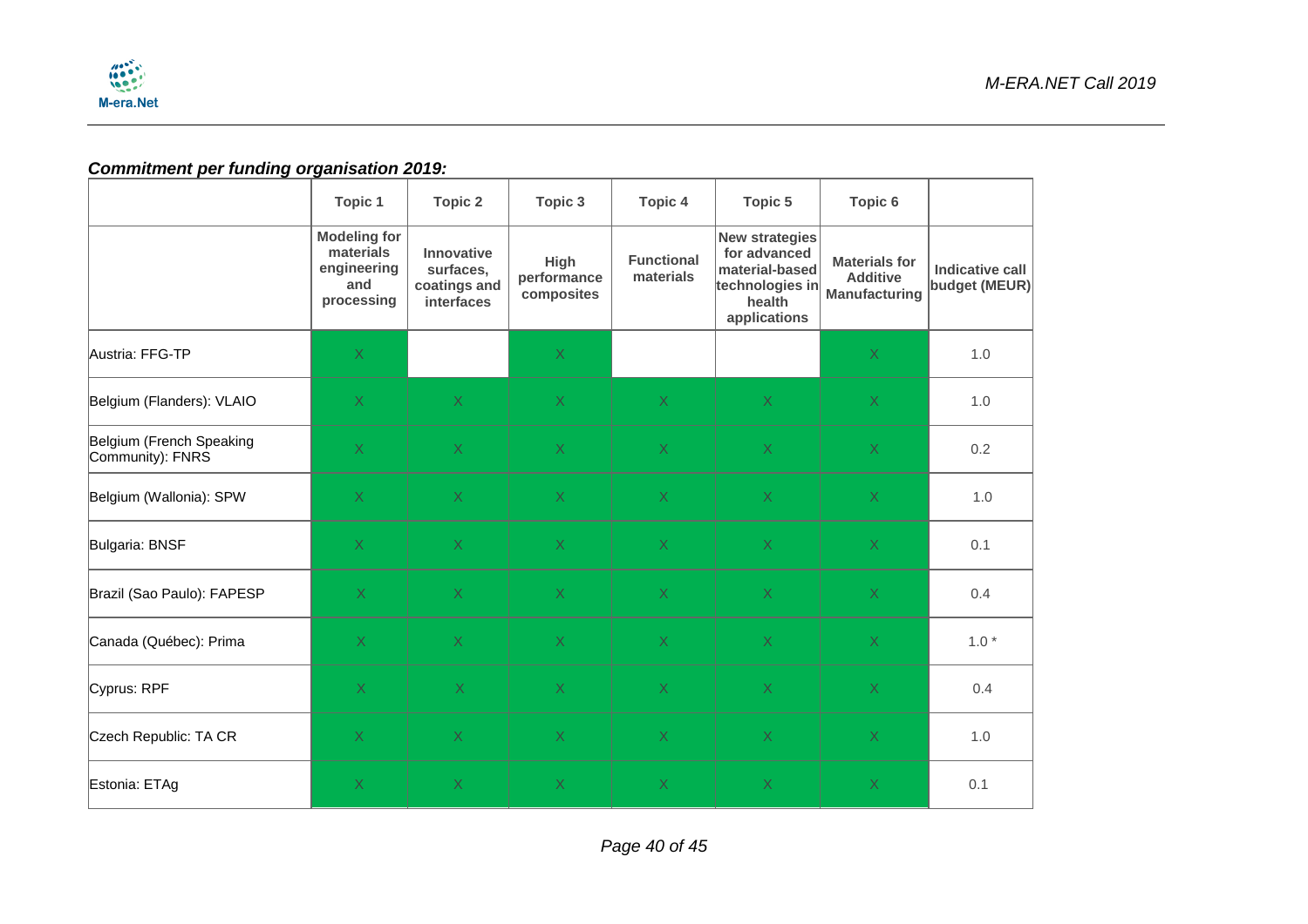***Commitment per funding organisation 2019:***

| | Topic 1 | Topic 2 | Topic 3 | Topic 4 | Topic 5 | Topic 6 | |
|---|---|---|---|---|---|---|---|
| | **Modeling for materials engineering and processing** | **Innovative surfaces, coatings and interfaces** | **High performance composites** | **Functional materials** | **New strategies for advanced material-based technologies in health applications** | **Materials for Additive Manufacturing** | **Indicative call budget (MEUR)** |
| Austria: FFG-TP | X | | X | | | X | 1.0 |
| Belgium (Flanders): VLAIO | X | X | X | X | X | X | 1.0 |
| Belgium (French Speaking Community): FNRS | X | X | X | X | X | X | 0.2 |
| Belgium (Wallonia): SPW | X | X | X | X | X | X | 1.0 |
| Bulgaria: BNSF | X | X | X | X | X | X | 0.1 |
| Brazil (Sao Paulo): FAPESP | X | X | X | X | X | X | 0.4 |
| Canada (Québec): Prima | X | X | X | X | X | X | 1.0 * |
| Cyprus: RPF | X | X | X | X | X | X | 0.4 |
| Czech Republic: TA CR | X | X | X | X | X | X | 1.0 |
| Estonia: ETAg | X | X | X | X | X | X | 0.1 |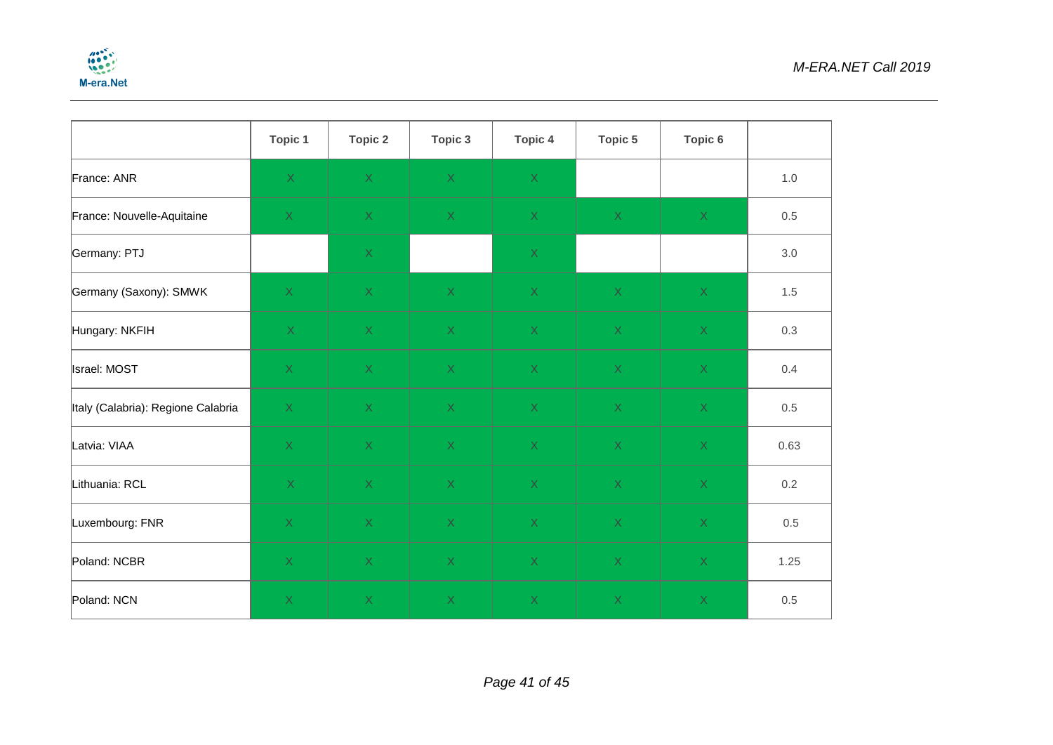| | Topic 1 | Topic 2 | Topic 3 | Topic 4 | Topic 5 | Topic 6 | |
|---|---|---|---|---|---|---|---|
| France: ANR | X | X | X | X | | | 1.0 |
| France: Nouvelle-Aquitaine | X | X | X | X | X | X | 0.5 |
| Germany: PTJ | | X | | X | | | 3.0 |
| Germany (Saxony): SMWK | X | X | X | X | X | X | 1.5 |
| Hungary: NKFIH | X | X | X | X | X | X | 0.3 |
| Israel: MOST | X | X | X | X | X | X | 0.4 |
| Italy (Calabria): Regione Calabria | X | X | X | X | X | X | 0.5 |
| Latvia: VIAA | X | X | X | X | X | X | 0.63 |
| Lithuania: RCL | X | X | X | X | X | X | 0.2 |
| Luxembourg: FNR | X | X | X | X | X | X | 0.5 |
| Poland: NCBR | X | X | X | X | X | X | 1.25 |
| Poland: NCN | X | X | X | X | X | X | 0.5 |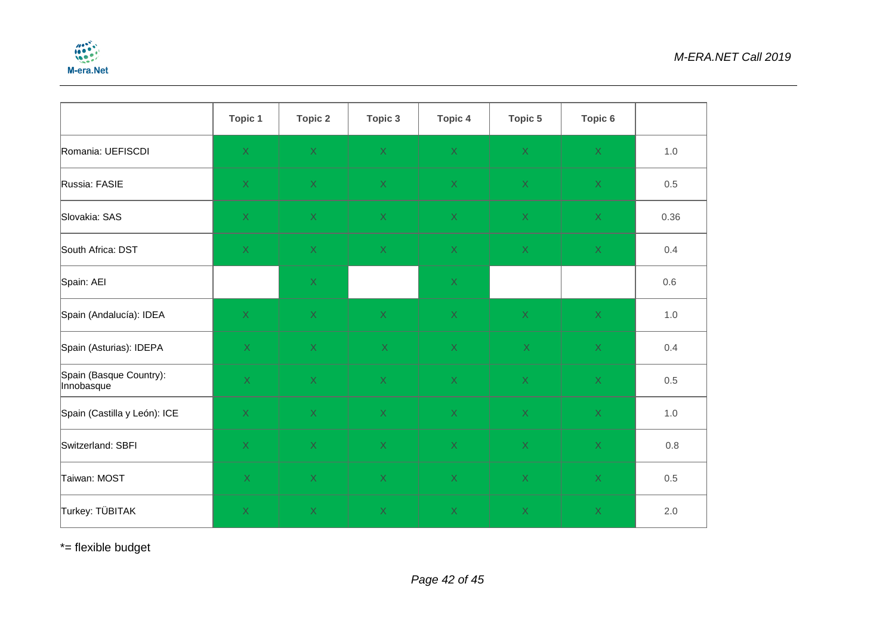| | Topic 1 | Topic 2 | Topic 3 | Topic 4 | Topic 5 | Topic 6 | |
|---|---|---|---|---|---|---|---|
| Romania: UEFISCDI | X | X | X | X | X | X | 1.0 |
| Russia: FASIE | X | X | X | X | X | X | 0.5 |
| Slovakia: SAS | X | X | X | X | X | X | 0.36 |
| South Africa: DST | X | X | X | X | X | X | 0.4 |
| Spain: AEI | | X | | X | | | 0.6 |
| Spain (Andalucía): IDEA | X | X | X | X | X | X | 1.0 |
| Spain (Asturias): IDEPA | X | X | X | X | X | X | 0.4 |
| Spain (Basque Country): Innobasque | X | X | X | X | X | X | 0.5 |
| Spain (Castilla y León): ICE | X | X | X | X | X | X | 1.0 |
| Switzerland: SBFI | X | X | X | X | X | X | 0.8 |
| Taiwan: MOST | X | X | X | X | X | X | 0.5 |
| Turkey: TÜBITAK | X | X | X | X | X | X | 2.0 |

*= flexible budget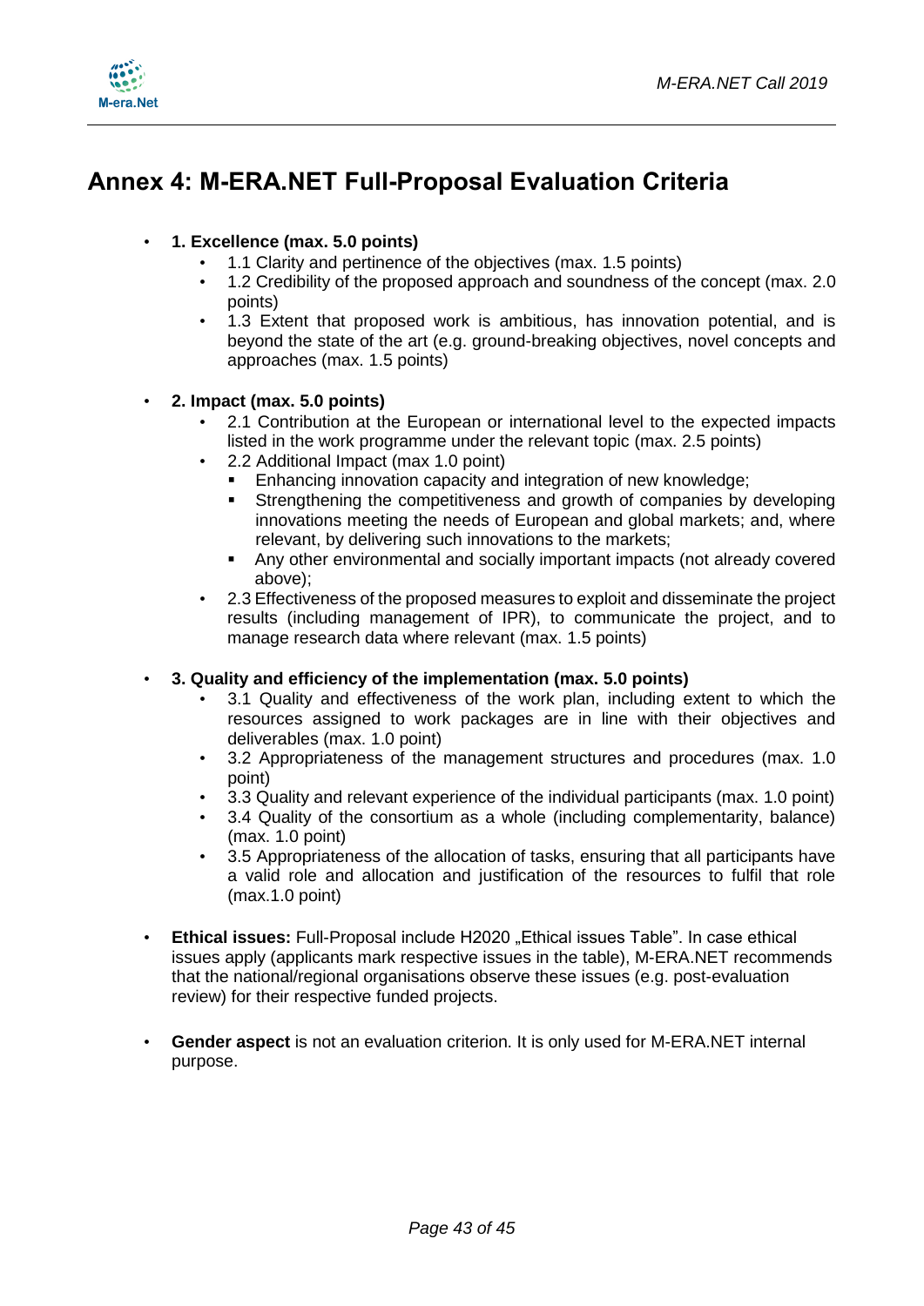# Annex 4: M-ERA.NET Full-Proposal Evaluation Criteria

- **1. Excellence (max. 5.0 points)**
  - 1.1 Clarity and pertinence of the objectives (max. 1.5 points)
  - 1.2 Credibility of the proposed approach and soundness of the concept (max. 2.0 points)
  - 1.3 Extent that proposed work is ambitious, has innovation potential, and is beyond the state of the art (e.g. ground-breaking objectives, novel concepts and approaches (max. 1.5 points)

- **2. Impact (max. 5.0 points)**
  - 2.1 Contribution at the European or international level to the expected impacts listed in the work programme under the relevant topic (max. 2.5 points)
  - 2.2 Additional Impact (max 1.0 point)
    - Enhancing innovation capacity and integration of new knowledge;
    - Strengthening the competitiveness and growth of companies by developing innovations meeting the needs of European and global markets; and, where relevant, by delivering such innovations to the markets;
    - Any other environmental and socially important impacts (not already covered above);
  - 2.3 Effectiveness of the proposed measures to exploit and disseminate the project results (including management of IPR), to communicate the project, and to manage research data where relevant (max. 1.5 points)

- **3. Quality and efficiency of the implementation (max. 5.0 points)**
  - 3.1 Quality and effectiveness of the work plan, including extent to which the resources assigned to work packages are in line with their objectives and deliverables (max. 1.0 point)
  - 3.2 Appropriateness of the management structures and procedures (max. 1.0 point)
  - 3.3 Quality and relevant experience of the individual participants (max. 1.0 point)
  - 3.4 Quality of the consortium as a whole (including complementarity, balance) (max. 1.0 point)
  - 3.5 Appropriateness of the allocation of tasks, ensuring that all participants have a valid role and allocation and justification of the resources to fulfil that role (max.1.0 point)

- **Ethical issues:** Full-Proposal include H2020 „Ethical issues Table". In case ethical issues apply (applicants mark respective issues in the table), M-ERA.NET recommends that the national/regional organisations observe these issues (e.g. post-evaluation review) for their respective funded projects.

- **Gender aspect** is not an evaluation criterion. It is only used for M-ERA.NET internal purpose.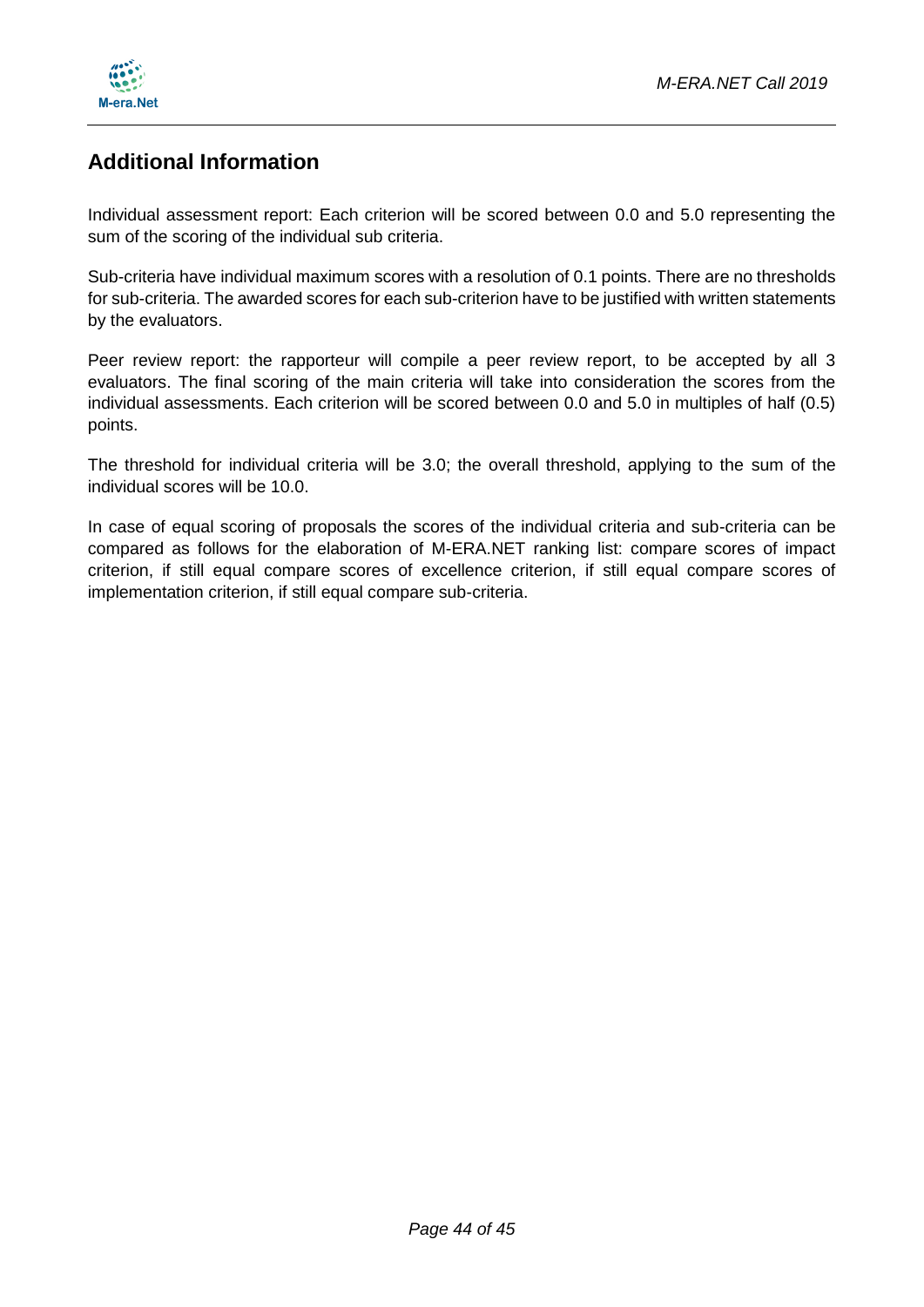## Additional Information

Individual assessment report: Each criterion will be scored between 0.0 and 5.0 representing the sum of the scoring of the individual sub criteria.

Sub-criteria have individual maximum scores with a resolution of 0.1 points. There are no thresholds for sub-criteria. The awarded scores for each sub-criterion have to be justified with written statements by the evaluators.

Peer review report: the rapporteur will compile a peer review report, to be accepted by all 3 evaluators. The final scoring of the main criteria will take into consideration the scores from the individual assessments. Each criterion will be scored between 0.0 and 5.0 in multiples of half (0.5) points.

The threshold for individual criteria will be 3.0; the overall threshold, applying to the sum of the individual scores will be 10.0.

In case of equal scoring of proposals the scores of the individual criteria and sub-criteria can be compared as follows for the elaboration of M-ERA.NET ranking list: compare scores of impact criterion, if still equal compare scores of excellence criterion, if still equal compare scores of implementation criterion, if still equal compare sub-criteria.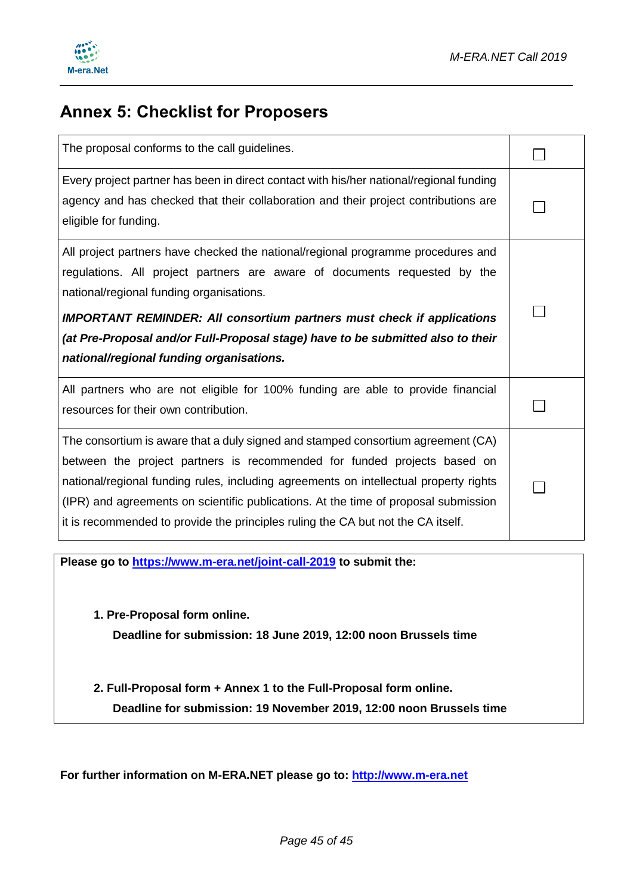# Annex 5: Checklist for Proposers

| | |
|---|---|
| The proposal conforms to the call guidelines. | ☐ |
| Every project partner has been in direct contact with his/her national/regional funding agency and has checked that their collaboration and their project contributions are eligible for funding. | ☐ |
| All project partners have checked the national/regional programme procedures and regulations. All project partners are aware of documents requested by the national/regional funding organisations. ***IMPORTANT REMINDER: All consortium partners must check if applications (at Pre-Proposal and/or Full-Proposal stage) have to be submitted also to their national/regional funding organisations.*** | ☐ |
| All partners who are not eligible for 100% funding are able to provide financial resources for their own contribution. | ☐ |
| The consortium is aware that a duly signed and stamped consortium agreement (CA) between the project partners is recommended for funded projects based on national/regional funding rules, including agreements on intellectual property rights (IPR) and agreements on scientific publications. At the time of proposal submission it is recommended to provide the principles ruling the CA but not the CA itself. | ☐ |

**Please go to [https://www.m-era.net/joint-call-2019](https://www.m-era.net/joint-call-2019) to submit the:**

1. **Pre-Proposal form online.**
   **Deadline for submission: 18 June 2019, 12:00 noon Brussels time**

2. **Full-Proposal form + Annex 1 to the Full-Proposal form online.**
   **Deadline for submission: 19 November 2019, 12:00 noon Brussels time**

**For further information on M-ERA.NET please go to: [http://www.m-era.net](http://www.m-era.net)**